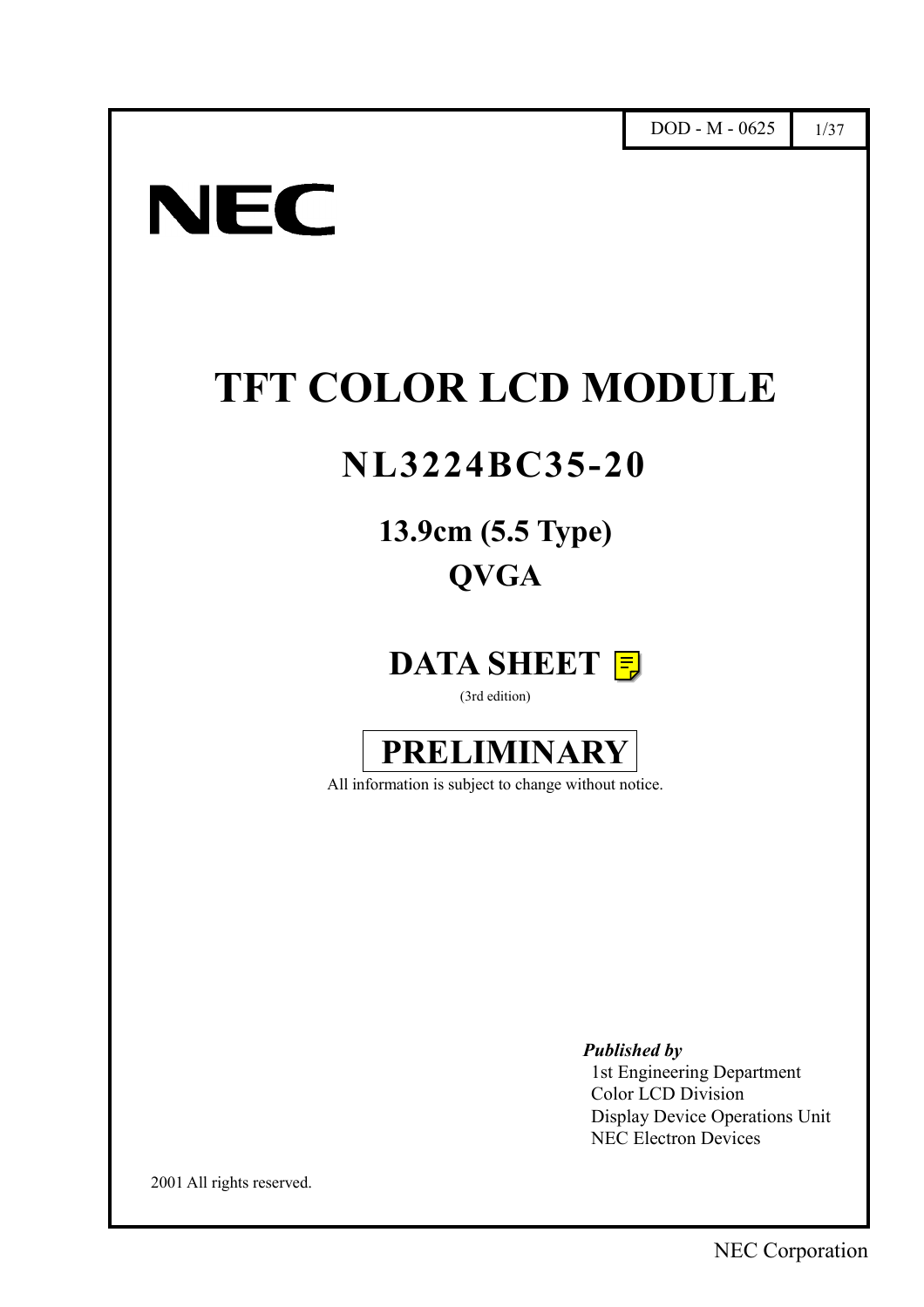DOD - M - 0625

NEC

# TFT COLOR LCD MODULE

## NL3224BC35-20

### 13.9cm (5.5 Type)
### QVGA

## DATA SHEET

(3rd edition)

**PRELIMINARY**

All information is subject to change without notice.

***Published by***
1st Engineering Department
Color LCD Division
Display Device Operations Unit
NEC Electron Devices

2001 All rights reserved.

NEC Corporation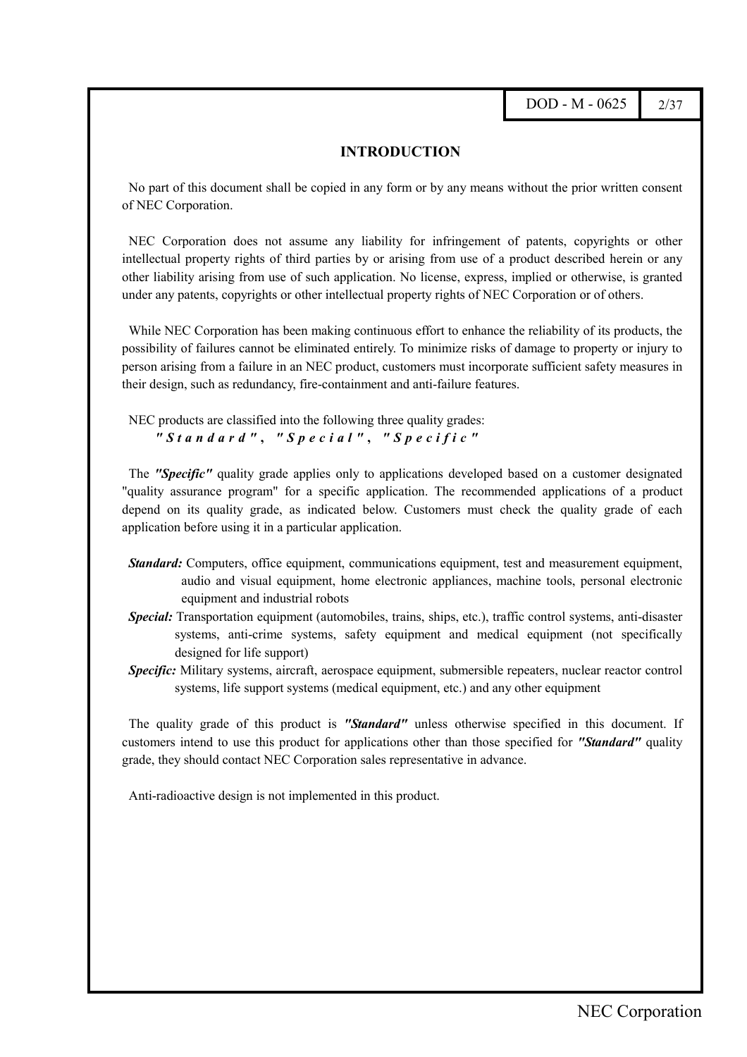## INTRODUCTION

No part of this document shall be copied in any form or by any means without the prior written consent of NEC Corporation.

NEC Corporation does not assume any liability for infringement of patents, copyrights or other intellectual property rights of third parties by or arising from use of a product described herein or any other liability arising from use of such application. No license, express, implied or otherwise, is granted under any patents, copyrights or other intellectual property rights of NEC Corporation or of others.

While NEC Corporation has been making continuous effort to enhance the reliability of its products, the possibility of failures cannot be eliminated entirely. To minimize risks of damage to property or injury to person arising from a failure in an NEC product, customers must incorporate sufficient safety measures in their design, such as redundancy, fire-containment and anti-failure features.

NEC products are classified into the following three quality grades:
***"Standard", "Special", "Specific"***

The ***"Specific"*** quality grade applies only to applications developed based on a customer designated "quality assurance program" for a specific application. The recommended applications of a product depend on its quality grade, as indicated below. Customers must check the quality grade of each application before using it in a particular application.

***Standard:*** Computers, office equipment, communications equipment, test and measurement equipment, audio and visual equipment, home electronic appliances, machine tools, personal electronic equipment and industrial robots

***Special:*** Transportation equipment (automobiles, trains, ships, etc.), traffic control systems, anti-disaster systems, anti-crime systems, safety equipment and medical equipment (not specifically designed for life support)

***Specific:*** Military systems, aircraft, aerospace equipment, submersible repeaters, nuclear reactor control systems, life support systems (medical equipment, etc.) and any other equipment

The quality grade of this product is ***"Standard"*** unless otherwise specified in this document. If customers intend to use this product for applications other than those specified for ***"Standard"*** quality grade, they should contact NEC Corporation sales representative in advance.

Anti-radioactive design is not implemented in this product.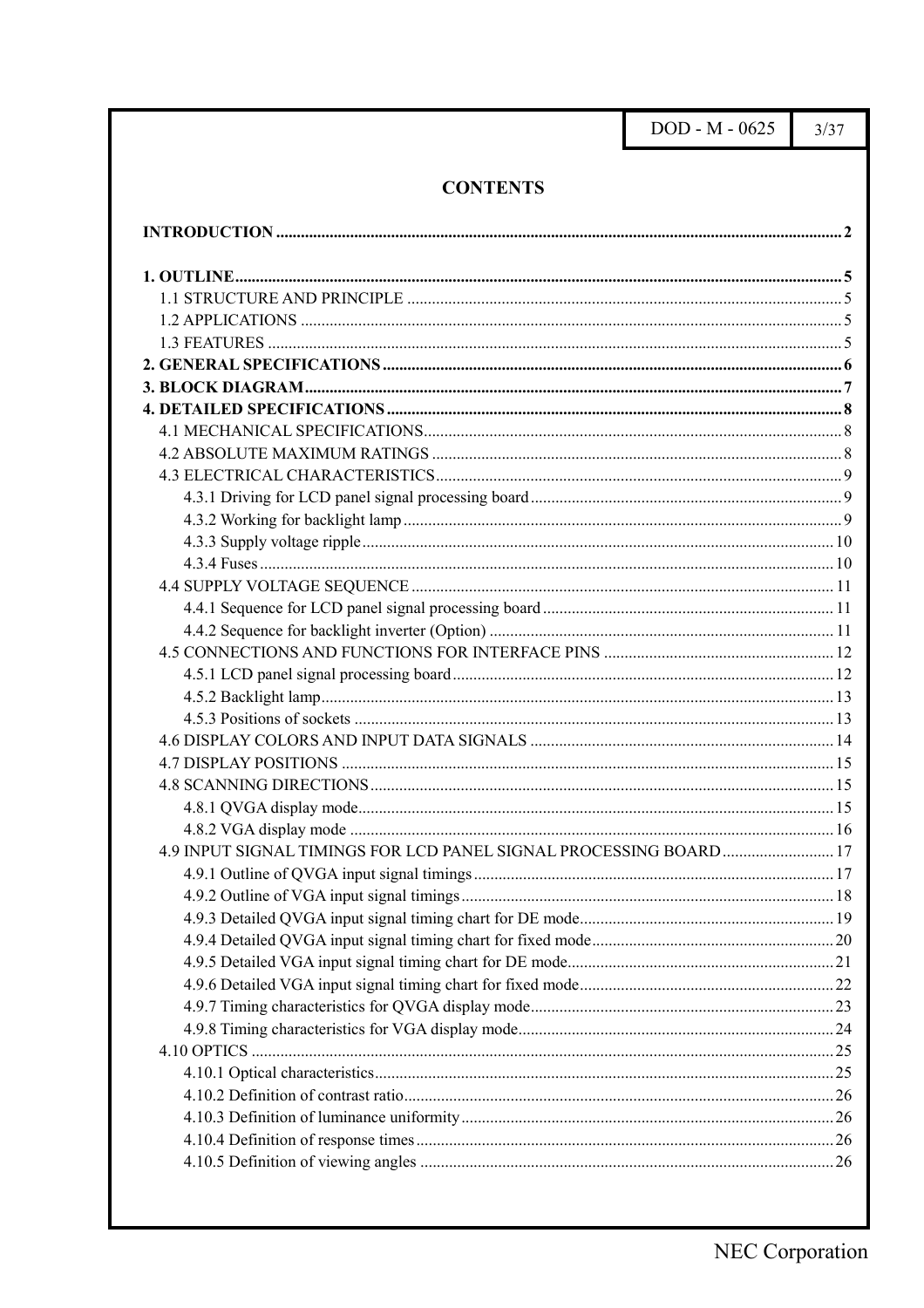# CONTENTS

**INTRODUCTION** ........................................ 2

**1. OUTLINE** ........................................ 5
- 1.1 STRUCTURE AND PRINCIPLE ........................................ 5
- 1.2 APPLICATIONS ........................................ 5
- 1.3 FEATURES ........................................ 5

**2. GENERAL SPECIFICATIONS** ........................................ 6

**3. BLOCK DIAGRAM** ........................................ 7

**4. DETAILED SPECIFICATIONS** ........................................ 8
- 4.1 MECHANICAL SPECIFICATIONS ........................................ 8
- 4.2 ABSOLUTE MAXIMUM RATINGS ........................................ 8
- 4.3 ELECTRICAL CHARACTERISTICS ........................................ 9
  - 4.3.1 Driving for LCD panel signal processing board ........................................ 9
  - 4.3.2 Working for backlight lamp ........................................ 9
  - 4.3.3 Supply voltage ripple ........................................ 10
  - 4.3.4 Fuses ........................................ 10
- 4.4 SUPPLY VOLTAGE SEQUENCE ........................................ 11
  - 4.4.1 Sequence for LCD panel signal processing board ........................................ 11
  - 4.4.2 Sequence for backlight inverter (Option) ........................................ 11
- 4.5 CONNECTIONS AND FUNCTIONS FOR INTERFACE PINS ........................................ 12
  - 4.5.1 LCD panel signal processing board ........................................ 12
  - 4.5.2 Backlight lamp ........................................ 13
  - 4.5.3 Positions of sockets ........................................ 13
- 4.6 DISPLAY COLORS AND INPUT DATA SIGNALS ........................................ 14
- 4.7 DISPLAY POSITIONS ........................................ 15
- 4.8 SCANNING DIRECTIONS ........................................ 15
  - 4.8.1 QVGA display mode ........................................ 15
  - 4.8.2 VGA display mode ........................................ 16
- 4.9 INPUT SIGNAL TIMINGS FOR LCD PANEL SIGNAL PROCESSING BOARD ........................................ 17
  - 4.9.1 Outline of QVGA input signal timings ........................................ 17
  - 4.9.2 Outline of VGA input signal timings ........................................ 18
  - 4.9.3 Detailed QVGA input signal timing chart for DE mode ........................................ 19
  - 4.9.4 Detailed QVGA input signal timing chart for fixed mode ........................................ 20
  - 4.9.5 Detailed VGA input signal timing chart for DE mode ........................................ 21
  - 4.9.6 Detailed VGA input signal timing chart for fixed mode ........................................ 22
  - 4.9.7 Timing characteristics for QVGA display mode ........................................ 23
  - 4.9.8 Timing characteristics for VGA display mode ........................................ 24
- 4.10 OPTICS ........................................ 25
  - 4.10.1 Optical characteristics ........................................ 25
  - 4.10.2 Definition of contrast ratio ........................................ 26
  - 4.10.3 Definition of luminance uniformity ........................................ 26
  - 4.10.4 Definition of response times ........................................ 26
  - 4.10.5 Definition of viewing angles ........................................ 26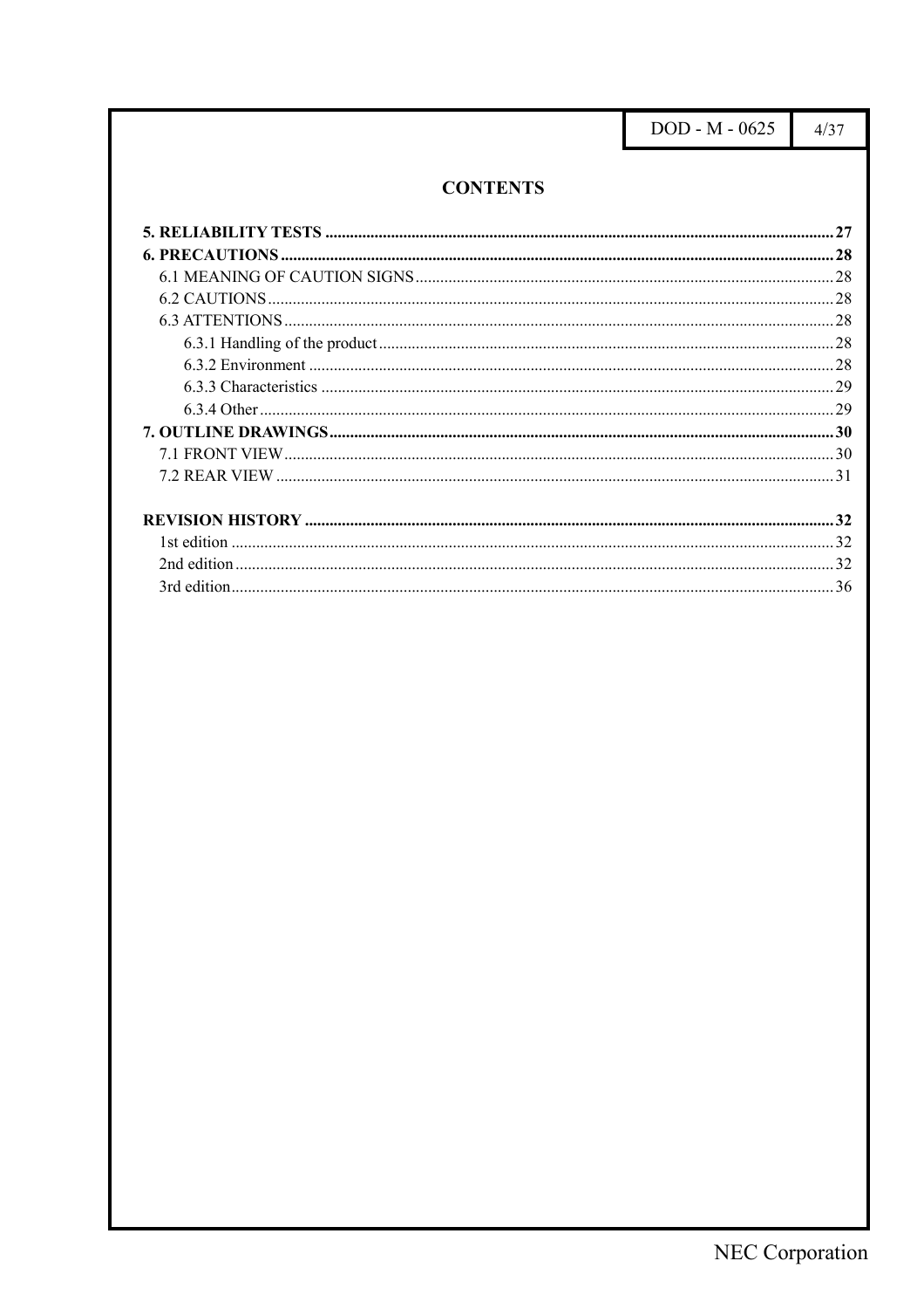## CONTENTS

**5. RELIABILITY TESTS** .......... **27**

**6. PRECAUTIONS** .......... **28**

- 6.1 MEANING OF CAUTION SIGNS .......... 28
- 6.2 CAUTIONS .......... 28
- 6.3 ATTENTIONS .......... 28
  - 6.3.1 Handling of the product .......... 28
  - 6.3.2 Environment .......... 28
  - 6.3.3 Characteristics .......... 29
  - 6.3.4 Other .......... 29

**7. OUTLINE DRAWINGS** .......... **30**

- 7.1 FRONT VIEW .......... 30
- 7.2 REAR VIEW .......... 31

**REVISION HISTORY** .......... **32**

- 1st edition .......... 32
- 2nd edition .......... 32
- 3rd edition .......... 36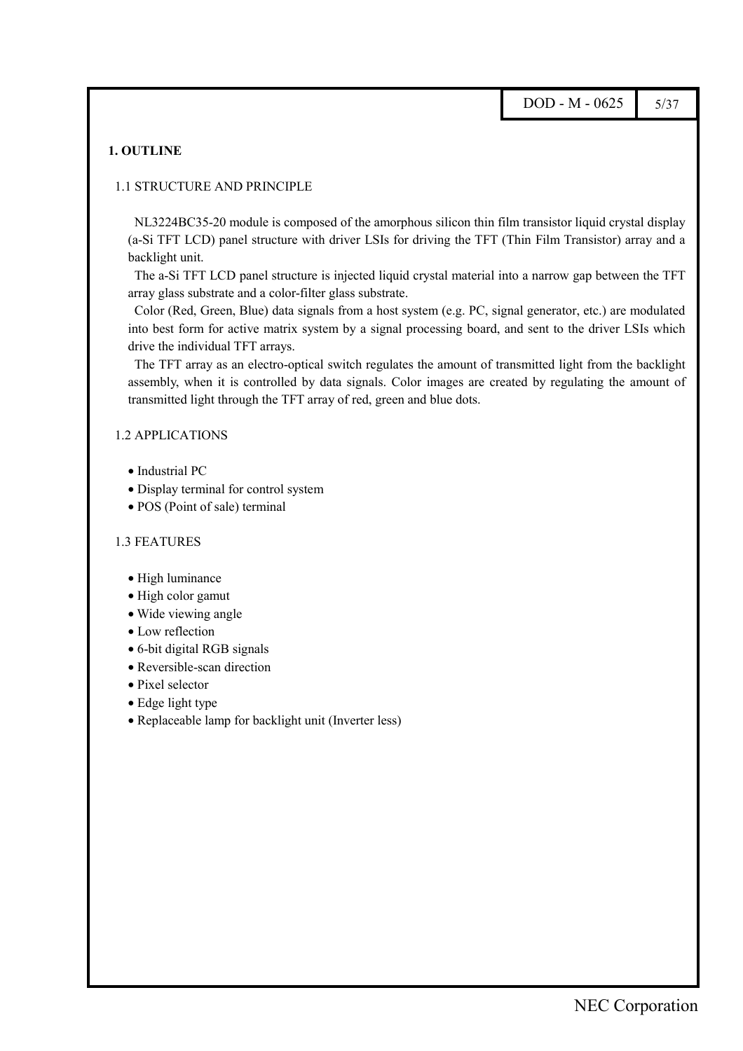# 1. OUTLINE

## 1.1 STRUCTURE AND PRINCIPLE

NL3224BC35-20 module is composed of the amorphous silicon thin film transistor liquid crystal display (a-Si TFT LCD) panel structure with driver LSIs for driving the TFT (Thin Film Transistor) array and a backlight unit.

The a-Si TFT LCD panel structure is injected liquid crystal material into a narrow gap between the TFT array glass substrate and a color-filter glass substrate.

Color (Red, Green, Blue) data signals from a host system (e.g. PC, signal generator, etc.) are modulated into best form for active matrix system by a signal processing board, and sent to the driver LSIs which drive the individual TFT arrays.

The TFT array as an electro-optical switch regulates the amount of transmitted light from the backlight assembly, when it is controlled by data signals. Color images are created by regulating the amount of transmitted light through the TFT array of red, green and blue dots.

## 1.2 APPLICATIONS

- Industrial PC
- Display terminal for control system
- POS (Point of sale) terminal

## 1.3 FEATURES

- High luminance
- High color gamut
- Wide viewing angle
- Low reflection
- 6-bit digital RGB signals
- Reversible-scan direction
- Pixel selector
- Edge light type
- Replaceable lamp for backlight unit (Inverter less)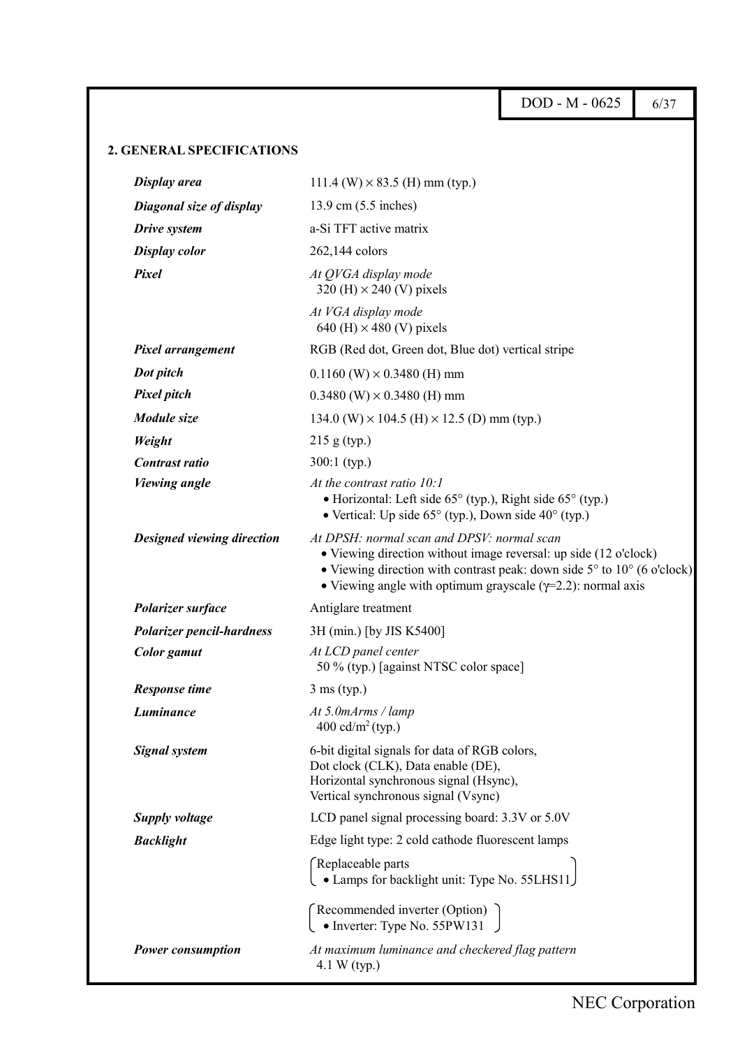## 2. GENERAL SPECIFICATIONS

| | |
|---|---|
| ***Display area*** | 111.4 (W) × 83.5 (H) mm (typ.) |
| ***Diagonal size of display*** | 13.9 cm (5.5 inches) |
| ***Drive system*** | a-Si TFT active matrix |
| ***Display color*** | 262,144 colors |
| ***Pixel*** | *At QVGA display mode*<br>320 (H) × 240 (V) pixels<br>*At VGA display mode*<br>640 (H) × 480 (V) pixels |
| ***Pixel arrangement*** | RGB (Red dot, Green dot, Blue dot) vertical stripe |
| ***Dot pitch*** | 0.1160 (W) × 0.3480 (H) mm |
| ***Pixel pitch*** | 0.3480 (W) × 0.3480 (H) mm |
| ***Module size*** | 134.0 (W) × 104.5 (H) × 12.5 (D) mm (typ.) |
| ***Weight*** | 215 g (typ.) |
| ***Contrast ratio*** | 300:1 (typ.) |
| ***Viewing angle*** | *At the contrast ratio 10:1*<br>• Horizontal: Left side 65° (typ.), Right side 65° (typ.)<br>• Vertical: Up side 65° (typ.), Down side 40° (typ.) |
| ***Designed viewing direction*** | *At DPSH: normal scan and DPSV: normal scan*<br>• Viewing direction without image reversal: up side (12 o'clock)<br>• Viewing direction with contrast peak: down side 5° to 10° (6 o'clock)<br>• Viewing angle with optimum grayscale ($\gamma$=2.2): normal axis |
| ***Polarizer surface*** | Antiglare treatment |
| ***Polarizer pencil-hardness*** | 3H (min.) [by JIS K5400] |
| ***Color gamut*** | *At LCD panel center*<br>50 % (typ.) [against NTSC color space] |
| ***Response time*** | 3 ms (typ.) |
| ***Luminance*** | *At 5.0mArms / lamp*<br>400 cd/m$^2$ (typ.) |
| ***Signal system*** | 6-bit digital signals for data of RGB colors,<br>Dot clock (CLK), Data enable (DE),<br>Horizontal synchronous signal (Hsync),<br>Vertical synchronous signal (Vsync) |
| ***Supply voltage*** | LCD panel signal processing board: 3.3V or 5.0V |
| ***Backlight*** | Edge light type: 2 cold cathode fluorescent lamps<br>(Replaceable parts<br>• Lamps for backlight unit: Type No. 55LHS11)<br>(Recommended inverter (Option)<br>• Inverter: Type No. 55PW131) |
| ***Power consumption*** | *At maximum luminance and checkered flag pattern*<br>4.1 W (typ.) |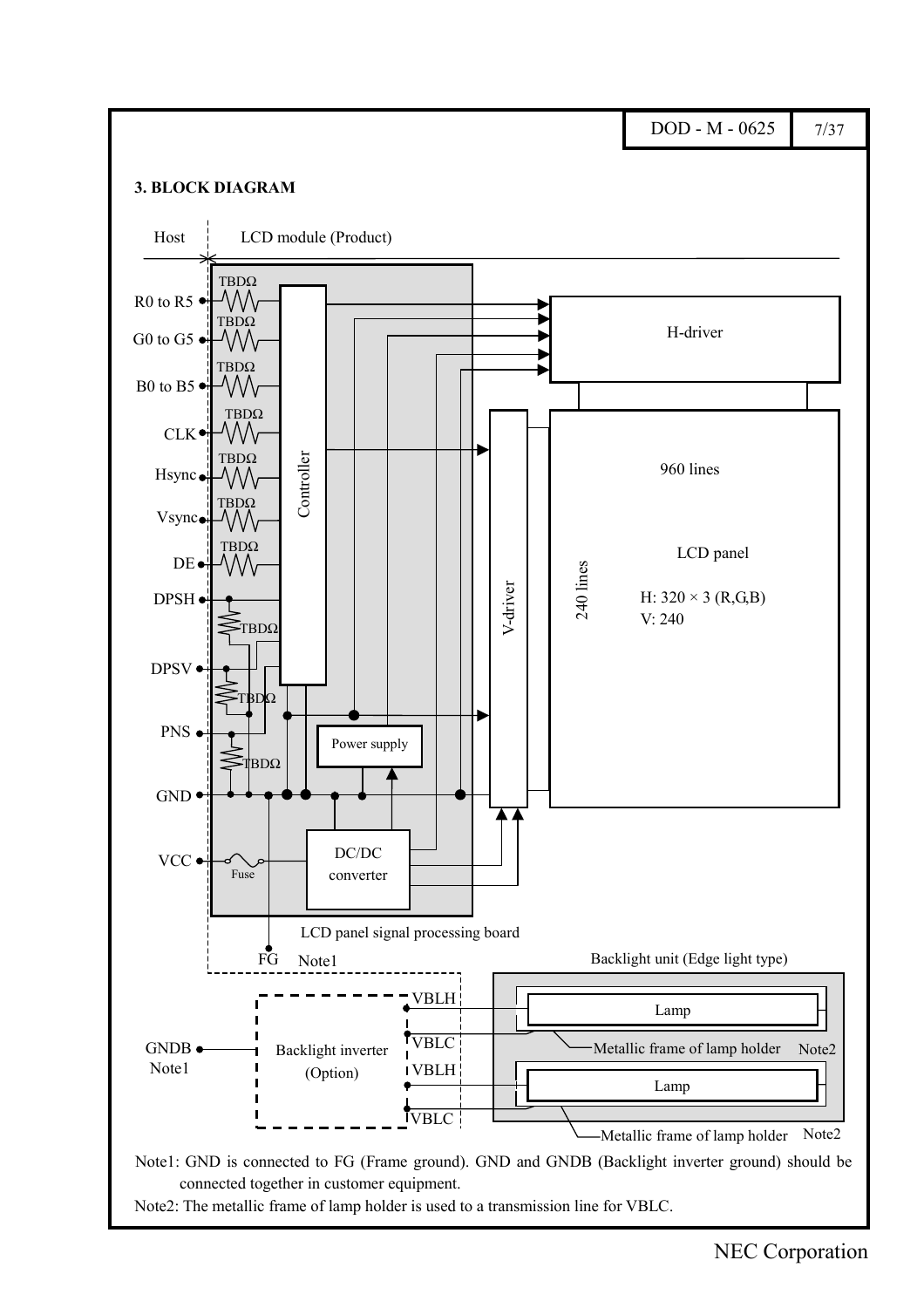## 3. BLOCK DIAGRAM

Host | LCD module (Product)

R0 to R5, G0 to G5, B0 to B5, CLK, Hsync, Vsync, DE (each via TBDΩ) → Controller → H-driver / V-driver

DPSH, DPSV, PNS (pull-down TBDΩ), GND, VCC (Fuse) → DC/DC converter, Power supply

H-driver, V-driver, LCD panel: 960 lines, 240 lines, H: 320 × 3 (R,G,B), V: 240

LCD panel signal processing board

FG Note1

Backlight unit (Edge light type)

GNDB Note1 — Backlight inverter (Option) — VBLH, VBLC, VBLH, VBLC — Lamp, Lamp

Metallic frame of lamp holder Note2

Metallic frame of lamp holder Note2

Note1: GND is connected to FG (Frame ground). GND and GNDB (Backlight inverter ground) should be connected together in customer equipment.

Note2: The metallic frame of lamp holder is used to a transmission line for VBLC.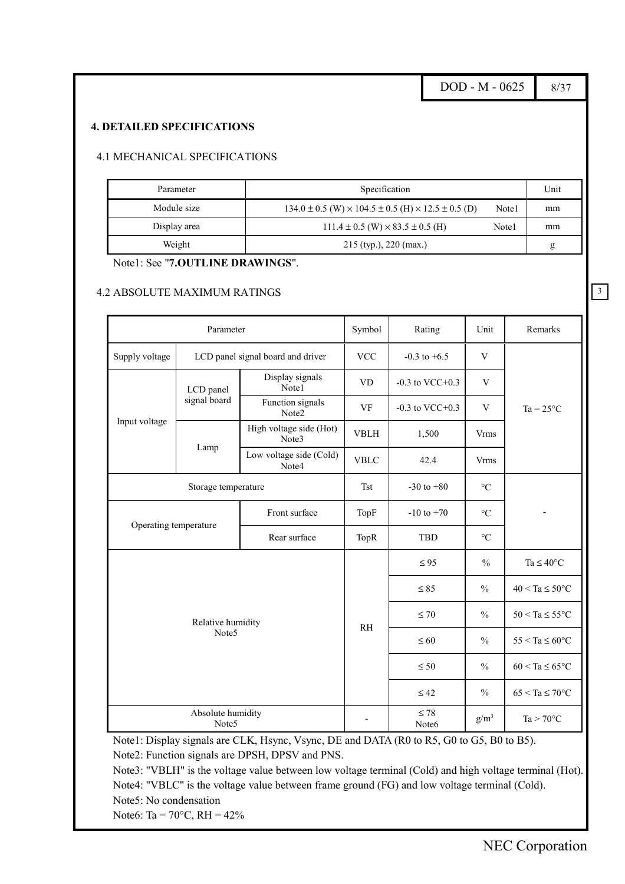## 4. DETAILED SPECIFICATIONS

### 4.1 MECHANICAL SPECIFICATIONS

| Parameter | Specification | Unit |
|---|---|---|
| Module size | 134.0 ± 0.5 (W) × 104.5 ± 0.5 (H) × 12.5 ± 0.5 (D) Note1 | mm |
| Display area | 111.4 ± 0.5 (W) × 83.5 ± 0.5 (H) Note1 | mm |
| Weight | 215 (typ.), 220 (max.) | g |

Note1: See "**7.OUTLINE DRAWINGS**".

### 4.2 ABSOLUTE MAXIMUM RATINGS

| Parameter | | | Symbol | Rating | Unit | Remarks |
|---|---|---|---|---|---|---|
| Supply voltage | LCD panel signal board and driver | | VCC | -0.3 to +6.5 | V | Ta = 25°C |
| Input voltage | LCD panel signal board | Display signals Note1 | VD | -0.3 to VCC+0.3 | V | |
| | | Function signals Note2 | VF | -0.3 to VCC+0.3 | V | |
| | Lamp | High voltage side (Hot) Note3 | VBLH | 1,500 | Vrms | |
| | | Low voltage side (Cold) Note4 | VBLC | 42.4 | Vrms | |
| Storage temperature | | | Tst | -30 to +80 | °C | - |
| Operating temperature | | Front surface | TopF | -10 to +70 | °C | |
| | | Rear surface | TopR | TBD | °C | |
| Relative humidity Note5 | | | RH | ≤ 95 | % | Ta ≤ 40°C |
| | | | | ≤ 85 | % | 40 < Ta ≤ 50°C |
| | | | | ≤ 70 | % | 50 < Ta ≤ 55°C |
| | | | | ≤ 60 | % | 55 < Ta ≤ 60°C |
| | | | | ≤ 50 | % | 60 < Ta ≤ 65°C |
| | | | | ≤ 42 | % | 65 < Ta ≤ 70°C |
| Absolute humidity Note5 | | | - | ≤ 78 Note6 | $g/m^3$ | Ta > 70°C |

Note1: Display signals are CLK, Hsync, Vsync, DE and DATA (R0 to R5, G0 to G5, B0 to B5).

Note2: Function signals are DPSH, DPSV and PNS.

Note3: "VBLH" is the voltage value between low voltage terminal (Cold) and high voltage terminal (Hot).

Note4: "VBLC" is the voltage value between frame ground (FG) and low voltage terminal (Cold).

Note5: No condensation

Note6: Ta = 70°C, RH = 42%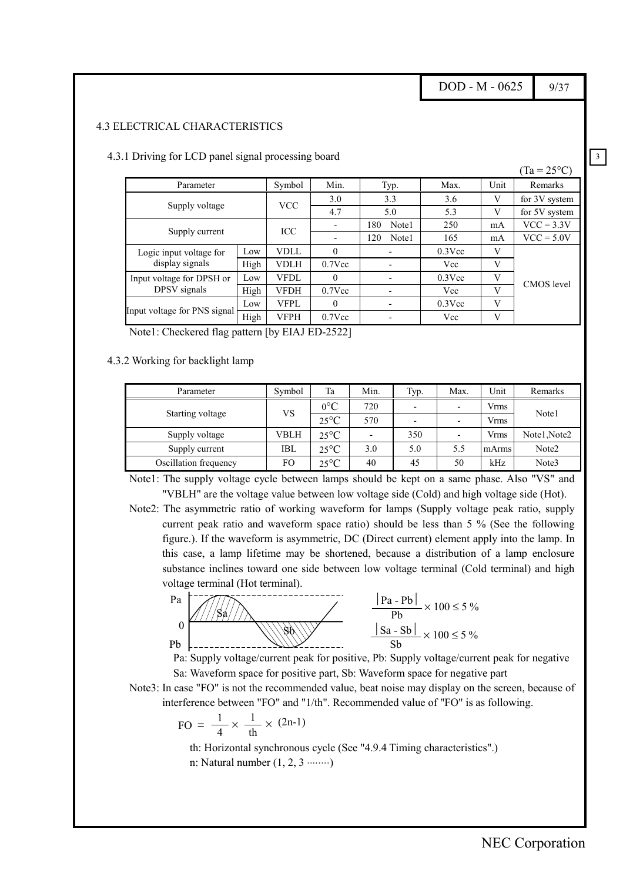## 4.3 ELECTRICAL CHARACTERISTICS

### 4.3.1 Driving for LCD panel signal processing board

($Ta = 25°C$)

| Parameter | | Symbol | Min. | Typ. | Max. | Unit | Remarks |
|---|---|---|---|---|---|---|---|
| Supply voltage | | VCC | 3.0 | 3.3 | 3.6 | V | for 3V system |
| | | | 4.7 | 5.0 | 5.3 | V | for 5V system |
| Supply current | | ICC | - | 180 Note1 | 250 | mA | VCC = 3.3V |
| | | | - | 120 Note1 | 165 | mA | VCC = 5.0V |
| Logic input voltage for display signals | Low | VDLL | 0 | - | 0.3Vcc | V | CMOS level |
| | High | VDLH | 0.7Vcc | - | Vcc | V | |
| Input voltage for DPSH or DPSV signals | Low | VFDL | 0 | - | 0.3Vcc | V | |
| | High | VFDH | 0.7Vcc | - | Vcc | V | |
| Input voltage for PNS signal | Low | VFPL | 0 | - | 0.3Vcc | V | |
| | High | VFPH | 0.7Vcc | - | Vcc | V | |

Note1: Checkered flag pattern [by EIAJ ED-2522]

### 4.3.2 Working for backlight lamp

| Parameter | Symbol | Ta | Min. | Typ. | Max. | Unit | Remarks |
|---|---|---|---|---|---|---|---|
| Starting voltage | VS | 0°C | 720 | - | - | Vrms | Note1 |
| | | 25°C | 570 | - | - | Vrms | |
| Supply voltage | VBLH | 25°C | - | 350 | - | Vrms | Note1,Note2 |
| Supply current | IBL | 25°C | 3.0 | 5.0 | 5.5 | mArms | Note2 |
| Oscillation frequency | FO | 25°C | 40 | 45 | 50 | kHz | Note3 |

Note1: The supply voltage cycle between lamps should be kept on a same phase. Also "VS" and "VBLH" are the voltage value between low voltage side (Cold) and high voltage side (Hot).

Note2: The asymmetric ratio of working waveform for lamps (Supply voltage peak ratio, supply current peak ratio and waveform space ratio) should be less than 5 % (See the following figure.). If the waveform is asymmetric, DC (Direct current) element apply into the lamp. In this case, a lamp lifetime may be shortened, because a distribution of a lamp enclosure substance inclines toward one side between low voltage terminal (Cold terminal) and high voltage terminal (Hot terminal).

$$\frac{|Pa - Pb|}{Pb} \times 100 \leq 5\ \%$$

$$\frac{|Sa - Sb|}{Sb} \times 100 \leq 5\ \%$$

Pa: Supply voltage/current peak for positive, Pb: Supply voltage/current peak for negative
Sa: Waveform space for positive part, Sb: Waveform space for negative part

Note3: In case "FO" is not the recommended value, beat noise may display on the screen, because of interference between "FO" and "1/th". Recommended value of "FO" is as following.

$$FO = \frac{1}{4} \times \frac{1}{th} \times (2n-1)$$

th: Horizontal synchronous cycle (See "4.9.4 Timing characteristics".)
n: Natural number (1, 2, 3 ········)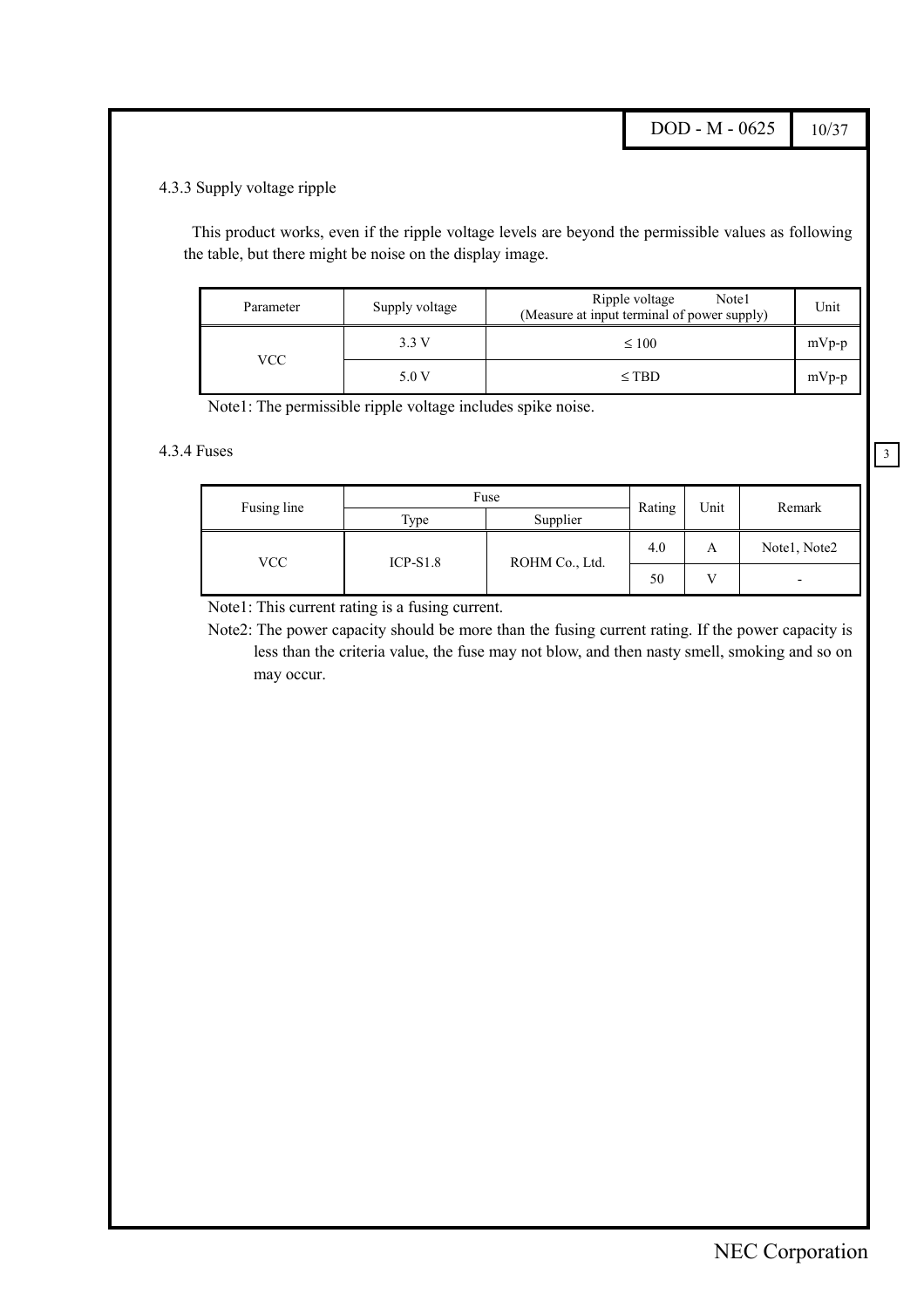### 4.3.3 Supply voltage ripple

This product works, even if the ripple voltage levels are beyond the permissible values as following the table, but there might be noise on the display image.

| Parameter | Supply voltage | Ripple voltage Note1 (Measure at input terminal of power supply) | Unit |
|---|---|---|---|
| VCC | 3.3 V | ≤ 100 | mVp-p |
| | 5.0 V | ≤ TBD | mVp-p |

Note1: The permissible ripple voltage includes spike noise.

### 4.3.4 Fuses

| Fusing line | Fuse | | Rating | Unit | Remark |
|---|---|---|---|---|---|
| | Type | Supplier | | | |
| VCC | ICP-S1.8 | ROHM Co., Ltd. | 4.0 | A | Note1, Note2 |
| | | | 50 | V | - |

Note1: This current rating is a fusing current.

Note2: The power capacity should be more than the fusing current rating. If the power capacity is less than the criteria value, the fuse may not blow, and then nasty smell, smoking and so on may occur.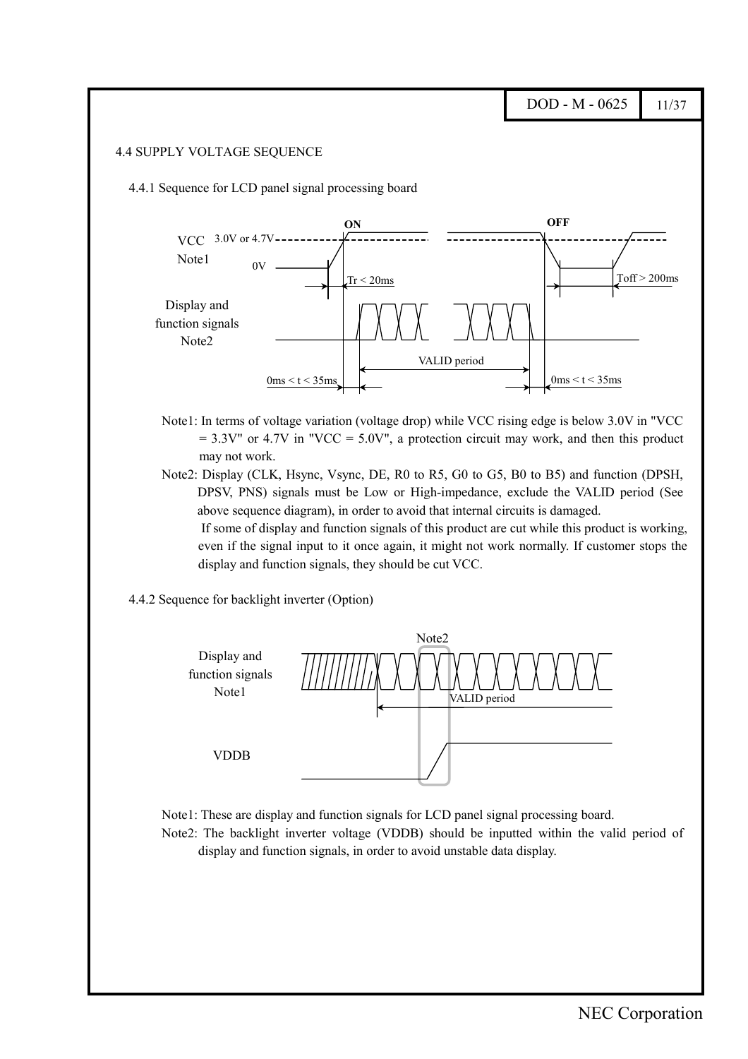## 4.4 SUPPLY VOLTAGE SEQUENCE

### 4.4.1 Sequence for LCD panel signal processing board

VCC Note1 — 3.0V or 4.7V — 0V — ON — OFF — Tr < 20ms — Toff > 200ms

Display and function signals Note2 — VALID period — 0ms < t < 35ms — 0ms < t < 35ms

Note1: In terms of voltage variation (voltage drop) while VCC rising edge is below 3.0V in "VCC = 3.3V" or 4.7V in "VCC = 5.0V", a protection circuit may work, and then this product may not work.

Note2: Display (CLK, Hsync, Vsync, DE, R0 to R5, G0 to G5, B0 to B5) and function (DPSH, DPSV, PNS) signals must be Low or High-impedance, exclude the VALID period (See above sequence diagram), in order to avoid that internal circuits is damaged.
If some of display and function signals of this product are cut while this product is working, even if the signal input to it once again, it might not work normally. If customer stops the display and function signals, they should be cut VCC.

### 4.4.2 Sequence for backlight inverter (Option)

Display and function signals Note1 — VALID period — Note2

VDDB

Note1: These are display and function signals for LCD panel signal processing board.

Note2: The backlight inverter voltage (VDDB) should be inputted within the valid period of display and function signals, in order to avoid unstable data display.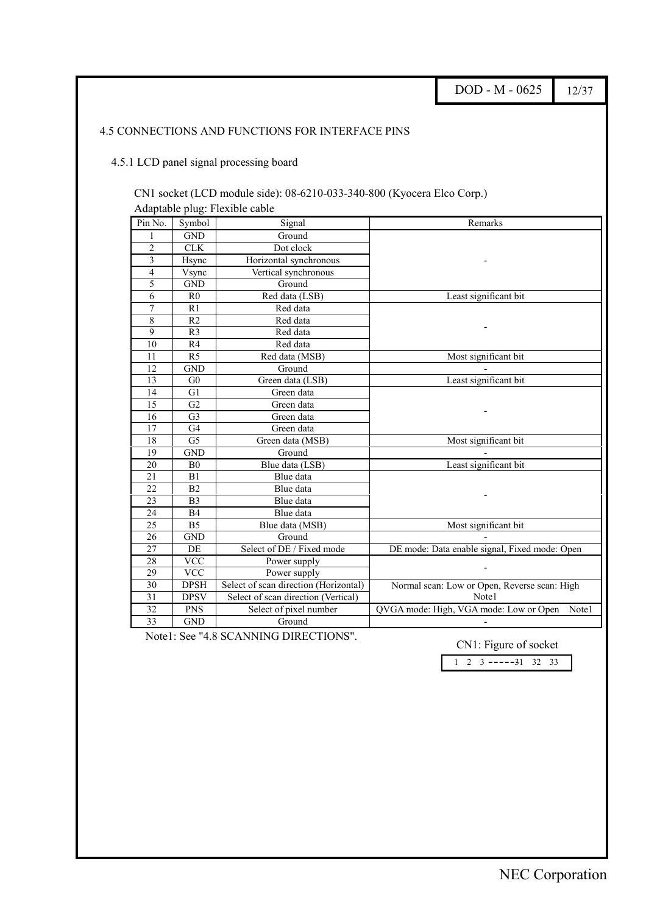## 4.5 CONNECTIONS AND FUNCTIONS FOR INTERFACE PINS

### 4.5.1 LCD panel signal processing board

CN1 socket (LCD module side): 08-6210-033-340-800 (Kyocera Elco Corp.)

Adaptable plug: Flexible cable

| Pin No. | Symbol | Signal | Remarks |
|---|---|---|---|
| 1 | GND | Ground | - |
| 2 | CLK | Dot clock | |
| 3 | Hsync | Horizontal synchronous | |
| 4 | Vsync | Vertical synchronous | |
| 5 | GND | Ground | |
| 6 | R0 | Red data (LSB) | Least significant bit |
| 7 | R1 | Red data | - |
| 8 | R2 | Red data | |
| 9 | R3 | Red data | |
| 10 | R4 | Red data | |
| 11 | R5 | Red data (MSB) | Most significant bit |
| 12 | GND | Ground | - |
| 13 | G0 | Green data (LSB) | Least significant bit |
| 14 | G1 | Green data | - |
| 15 | G2 | Green data | |
| 16 | G3 | Green data | |
| 17 | G4 | Green data | |
| 18 | G5 | Green data (MSB) | Most significant bit |
| 19 | GND | Ground | - |
| 20 | B0 | Blue data (LSB) | Least significant bit |
| 21 | B1 | Blue data | - |
| 22 | B2 | Blue data | |
| 23 | B3 | Blue data | |
| 24 | B4 | Blue data | |
| 25 | B5 | Blue data (MSB) | Most significant bit |
| 26 | GND | Ground | - |
| 27 | DE | Select of DE / Fixed mode | DE mode: Data enable signal, Fixed mode: Open |
| 28 | VCC | Power supply | - |
| 29 | VCC | Power supply | |
| 30 | DPSH | Select of scan direction (Horizontal) | Normal scan: Low or Open, Reverse scan: High Note1 |
| 31 | DPSV | Select of scan direction (Vertical) | |
| 32 | PNS | Select of pixel number | QVGA mode: High, VGA mode: Low or Open Note1 |
| 33 | GND | Ground | - |

Note1: See "4.8 SCANNING DIRECTIONS".

CN1: Figure of socket

1 2 3 ------31 32 33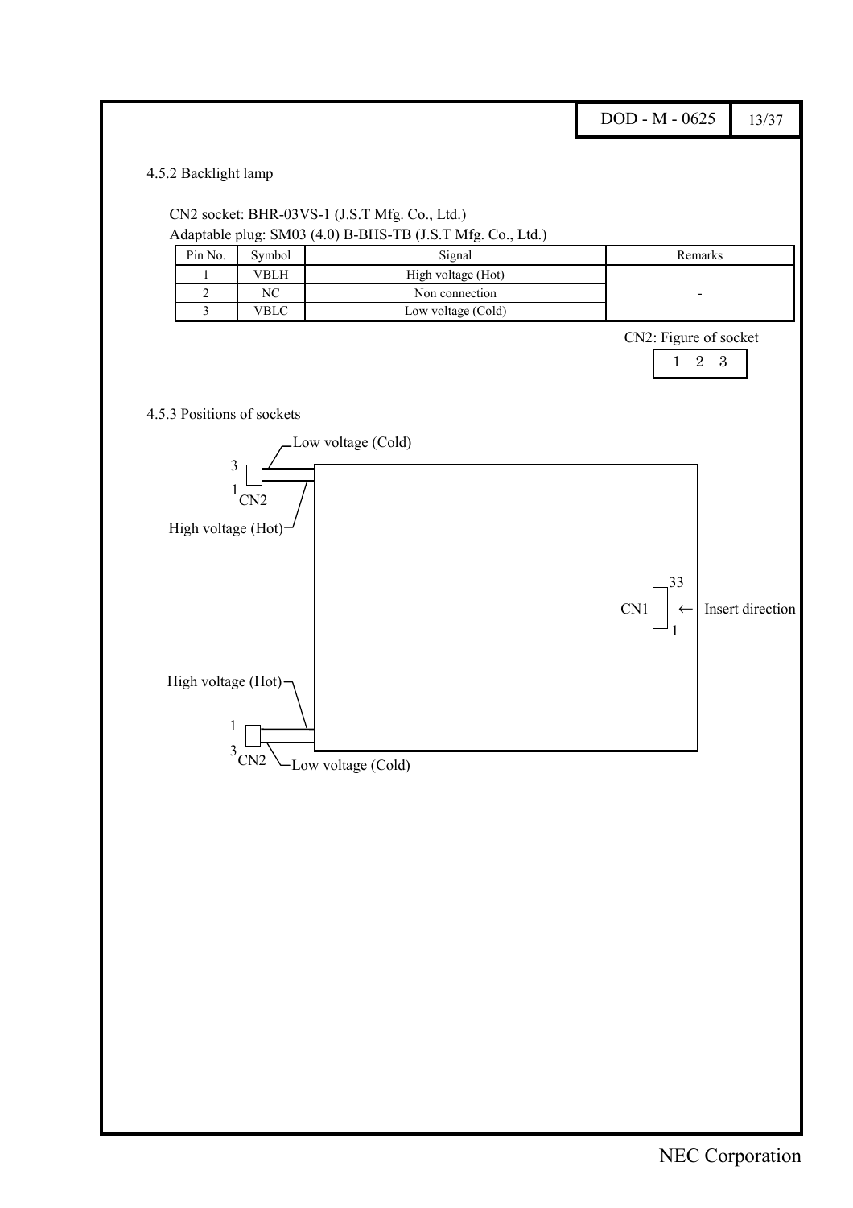### 4.5.2 Backlight lamp

CN2 socket: BHR-03VS-1 (J.S.T Mfg. Co., Ltd.)
Adaptable plug: SM03 (4.0) B-BHS-TB (J.S.T Mfg. Co., Ltd.)

| Pin No. | Symbol | Signal | Remarks |
|---|---|---|---|
| 1 | VBLH | High voltage (Hot) | - |
| 2 | NC | Non connection | |
| 3 | VBLC | Low voltage (Cold) | |

CN2: Figure of socket

1 2 3

### 4.5.3 Positions of sockets

Low voltage (Cold)

3

1 CN2

High voltage (Hot)

33

CN1 ← Insert direction

1

High voltage (Hot)

1

3 CN2 Low voltage (Cold)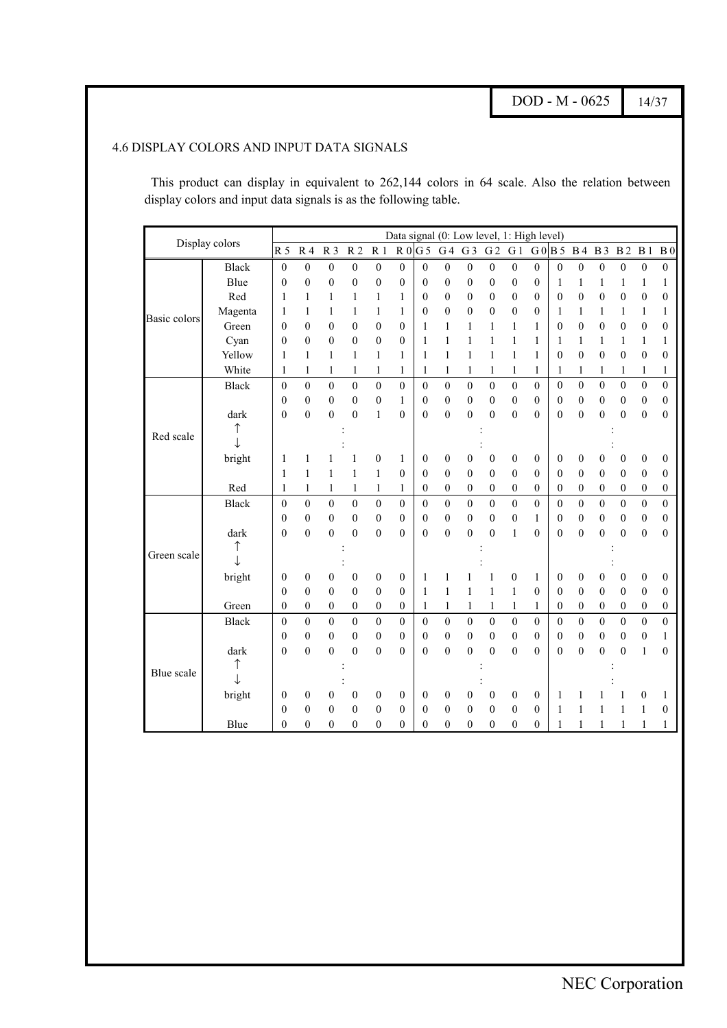## 4.6 DISPLAY COLORS AND INPUT DATA SIGNALS

This product can display in equivalent to 262,144 colors in 64 scale. Also the relation between display colors and input data signals is as the following table.

| Display colors | | Data signal (0: Low level, 1: High level) | | | | | | | | | | | | | | | | | |
|---|---|---|---|---|---|---|---|---|---|---|---|---|---|---|---|---|---|---|---|
| | | R5 | R4 | R3 | R2 | R1 | R0 | G5 | G4 | G3 | G2 | G1 | G0 | B5 | B4 | B3 | B2 | B1 | B0 |
| Basic colors | Black | 0 | 0 | 0 | 0 | 0 | 0 | 0 | 0 | 0 | 0 | 0 | 0 | 0 | 0 | 0 | 0 | 0 | 0 |
| | Blue | 0 | 0 | 0 | 0 | 0 | 0 | 0 | 0 | 0 | 0 | 0 | 0 | 1 | 1 | 1 | 1 | 1 | 1 |
| | Red | 1 | 1 | 1 | 1 | 1 | 1 | 0 | 0 | 0 | 0 | 0 | 0 | 0 | 0 | 0 | 0 | 0 | 0 |
| | Magenta | 1 | 1 | 1 | 1 | 1 | 1 | 0 | 0 | 0 | 0 | 0 | 0 | 1 | 1 | 1 | 1 | 1 | 1 |
| | Green | 0 | 0 | 0 | 0 | 0 | 0 | 1 | 1 | 1 | 1 | 1 | 1 | 0 | 0 | 0 | 0 | 0 | 0 |
| | Cyan | 0 | 0 | 0 | 0 | 0 | 0 | 1 | 1 | 1 | 1 | 1 | 1 | 1 | 1 | 1 | 1 | 1 | 1 |
| | Yellow | 1 | 1 | 1 | 1 | 1 | 1 | 1 | 1 | 1 | 1 | 1 | 1 | 0 | 0 | 0 | 0 | 0 | 0 |
| | White | 1 | 1 | 1 | 1 | 1 | 1 | 1 | 1 | 1 | 1 | 1 | 1 | 1 | 1 | 1 | 1 | 1 | 1 |
| Red scale | Black | 0 | 0 | 0 | 0 | 0 | 0 | 0 | 0 | 0 | 0 | 0 | 0 | 0 | 0 | 0 | 0 | 0 | 0 |
| | | 0 | 0 | 0 | 0 | 0 | 1 | 0 | 0 | 0 | 0 | 0 | 0 | 0 | 0 | 0 | 0 | 0 | 0 |
| | dark | 0 | 0 | 0 | 0 | 1 | 0 | 0 | 0 | 0 | 0 | 0 | 0 | 0 | 0 | 0 | 0 | 0 | 0 |
| | ↑ | | | : | | | | | | : | | | | | | : | | | |
| | ↓ | | | : | | | | | | : | | | | | | : | | | |
| | bright | 1 | 1 | 1 | 1 | 0 | 1 | 0 | 0 | 0 | 0 | 0 | 0 | 0 | 0 | 0 | 0 | 0 | 0 |
| | | 1 | 1 | 1 | 1 | 1 | 0 | 0 | 0 | 0 | 0 | 0 | 0 | 0 | 0 | 0 | 0 | 0 | 0 |
| | Red | 1 | 1 | 1 | 1 | 1 | 1 | 0 | 0 | 0 | 0 | 0 | 0 | 0 | 0 | 0 | 0 | 0 | 0 |
| Green scale | Black | 0 | 0 | 0 | 0 | 0 | 0 | 0 | 0 | 0 | 0 | 0 | 0 | 0 | 0 | 0 | 0 | 0 | 0 |
| | | 0 | 0 | 0 | 0 | 0 | 0 | 0 | 0 | 0 | 0 | 0 | 1 | 0 | 0 | 0 | 0 | 0 | 0 |
| | dark | 0 | 0 | 0 | 0 | 0 | 0 | 0 | 0 | 0 | 0 | 1 | 0 | 0 | 0 | 0 | 0 | 0 | 0 |
| | ↑ | | | : | | | | | | : | | | | | | : | | | |
| | ↓ | | | : | | | | | | : | | | | | | : | | | |
| | bright | 0 | 0 | 0 | 0 | 0 | 0 | 1 | 1 | 1 | 1 | 0 | 1 | 0 | 0 | 0 | 0 | 0 | 0 |
| | | 0 | 0 | 0 | 0 | 0 | 0 | 1 | 1 | 1 | 1 | 1 | 0 | 0 | 0 | 0 | 0 | 0 | 0 |
| | Green | 0 | 0 | 0 | 0 | 0 | 0 | 1 | 1 | 1 | 1 | 1 | 1 | 0 | 0 | 0 | 0 | 0 | 0 |
| Blue scale | Black | 0 | 0 | 0 | 0 | 0 | 0 | 0 | 0 | 0 | 0 | 0 | 0 | 0 | 0 | 0 | 0 | 0 | 0 |
| | | 0 | 0 | 0 | 0 | 0 | 0 | 0 | 0 | 0 | 0 | 0 | 0 | 0 | 0 | 0 | 0 | 0 | 1 |
| | dark | 0 | 0 | 0 | 0 | 0 | 0 | 0 | 0 | 0 | 0 | 0 | 0 | 0 | 0 | 0 | 0 | 1 | 0 |
| | ↑ | | | : | | | | | | : | | | | | | : | | | |
| | ↓ | | | : | | | | | | : | | | | | | : | | | |
| | bright | 0 | 0 | 0 | 0 | 0 | 0 | 0 | 0 | 0 | 0 | 0 | 0 | 1 | 1 | 1 | 1 | 0 | 1 |
| | | 0 | 0 | 0 | 0 | 0 | 0 | 0 | 0 | 0 | 0 | 0 | 0 | 1 | 1 | 1 | 1 | 1 | 0 |
| | Blue | 0 | 0 | 0 | 0 | 0 | 0 | 0 | 0 | 0 | 0 | 0 | 0 | 1 | 1 | 1 | 1 | 1 | 1 |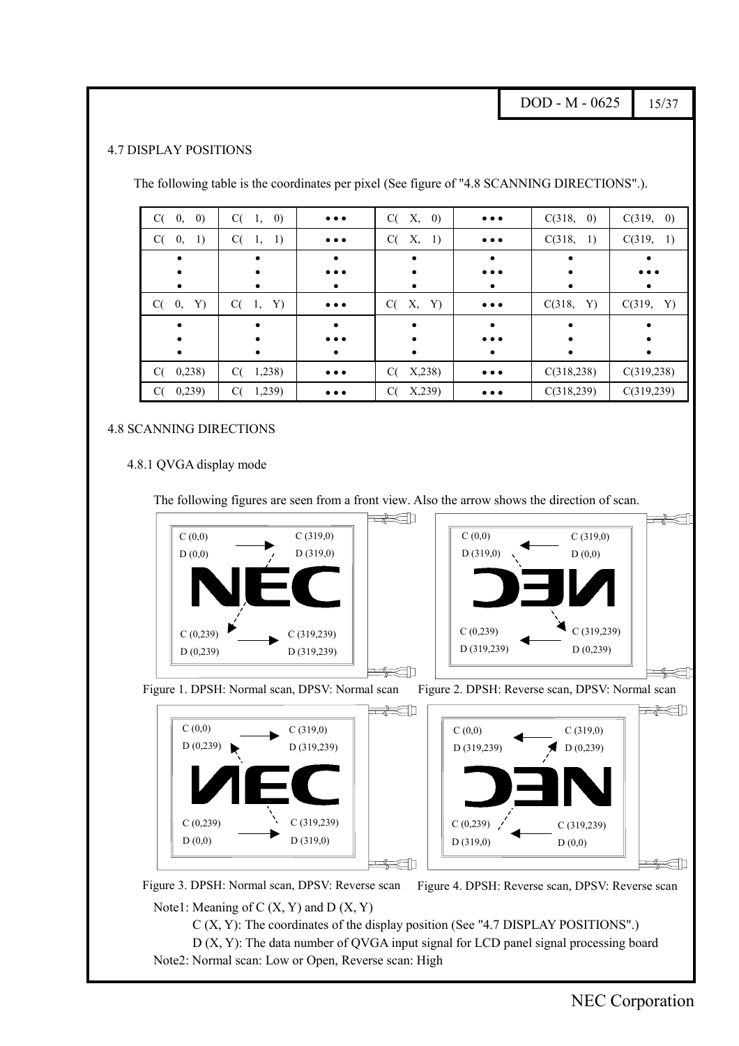### 4.7 DISPLAY POSITIONS

The following table is the coordinates per pixel (See figure of "4.8 SCANNING DIRECTIONS".).

| C( 0, 0) | C( 1, 0) | ••• | C( X, 0) | ••• | C(318, 0) | C(319, 0) |
|---|---|---|---|---|---|---|
| C( 0, 1) | C( 1, 1) | ••• | C( X, 1) | ••• | C(318, 1) | C(319, 1) |
| • | • | ••• | • | ••• | • | ••• |
| C( 0, Y) | C( 1, Y) | ••• | C( X, Y) | ••• | C(318, Y) | C(319, Y) |
| • | • | ••• | • | ••• | • | • |
| C( 0,238) | C( 1,238) | ••• | C( X,238) | ••• | C(318,238) | C(319,238) |
| C( 0,239) | C( 1,239) | ••• | C( X,239) | ••• | C(318,239) | C(319,239) |

### 4.8 SCANNING DIRECTIONS

#### 4.8.1 QVGA display mode

The following figures are seen from a front view. Also the arrow shows the direction of scan.

C (0,0) D (0,0) → C (319,0) D (319,0)
C (0,239) D (0,239) → C (319,239) D (319,239)

Figure 1. DPSH: Normal scan, DPSV: Normal scan

C (0,0) D (319,0) ← C (319,0) D (0,0)
C (0,239) D (319,239) ← C (319,239) D (0,239)

Figure 2. DPSH: Reverse scan, DPSV: Normal scan

C (0,0) D (0,239) → C (319,0) D (319,239)
C (0,239) D (0,0) → C (319,239) D (319,0)

Figure 3. DPSH: Normal scan, DPSV: Reverse scan

C (0,0) D (319,239) ← C (319,0) D (0,239)
C (0,239) D (319,0) ← C (319,239) D (0,0)

Figure 4. DPSH: Reverse scan, DPSV: Reverse scan

Note1: Meaning of C (X, Y) and D (X, Y)

C (X, Y): The coordinates of the display position (See "4.7 DISPLAY POSITIONS".)

D (X, Y): The data number of QVGA input signal for LCD panel signal processing board

Note2: Normal scan: Low or Open, Reverse scan: High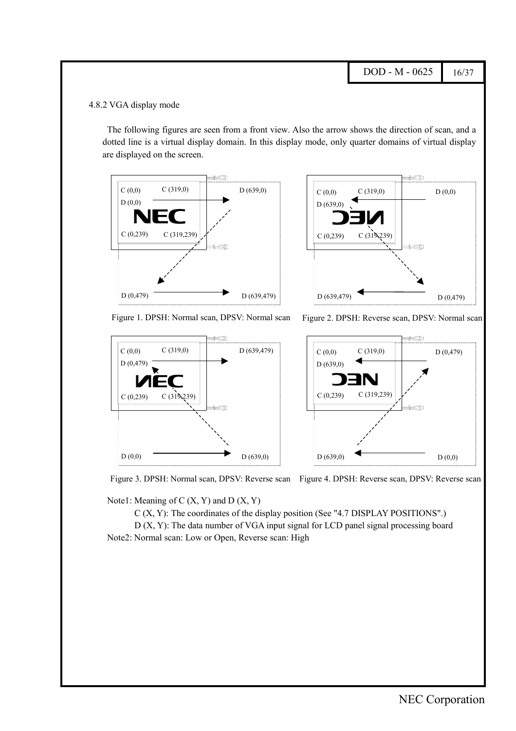4.8.2 VGA display mode

The following figures are seen from a front view. Also the arrow shows the direction of scan, and a dotted line is a virtual display domain. In this display mode, only quarter domains of virtual display are displayed on the screen.

C (0,0) C (319,0) D (639,0)
D (0,0)
C (0,239) C (319,239)
D (0,479) D (639,479)

Figure 1. DPSH: Normal scan, DPSV: Normal scan

C (0,0) C (319,0) D (0,0)
D (639,0)
C (0,239) C (319,239)
D (639,479) D (0,479)

Figure 2. DPSH: Reverse scan, DPSV: Normal scan

C (0,0) C (319,0) D (639,479)
D (0,479)
C (0,239) C (319,239)
D (0,0) D (639,0)

Figure 3. DPSH: Normal scan, DPSV: Reverse scan

C (0,0) C (319,0) D (0,479)
D (639,0)
C (0,239) C (319,239)
D (639,0) D (0,0)

Figure 4. DPSH: Reverse scan, DPSV: Reverse scan

Note1: Meaning of C (X, Y) and D (X, Y)

C (X, Y): The coordinates of the display position (See "4.7 DISPLAY POSITIONS".)

D (X, Y): The data number of VGA input signal for LCD panel signal processing board

Note2: Normal scan: Low or Open, Reverse scan: High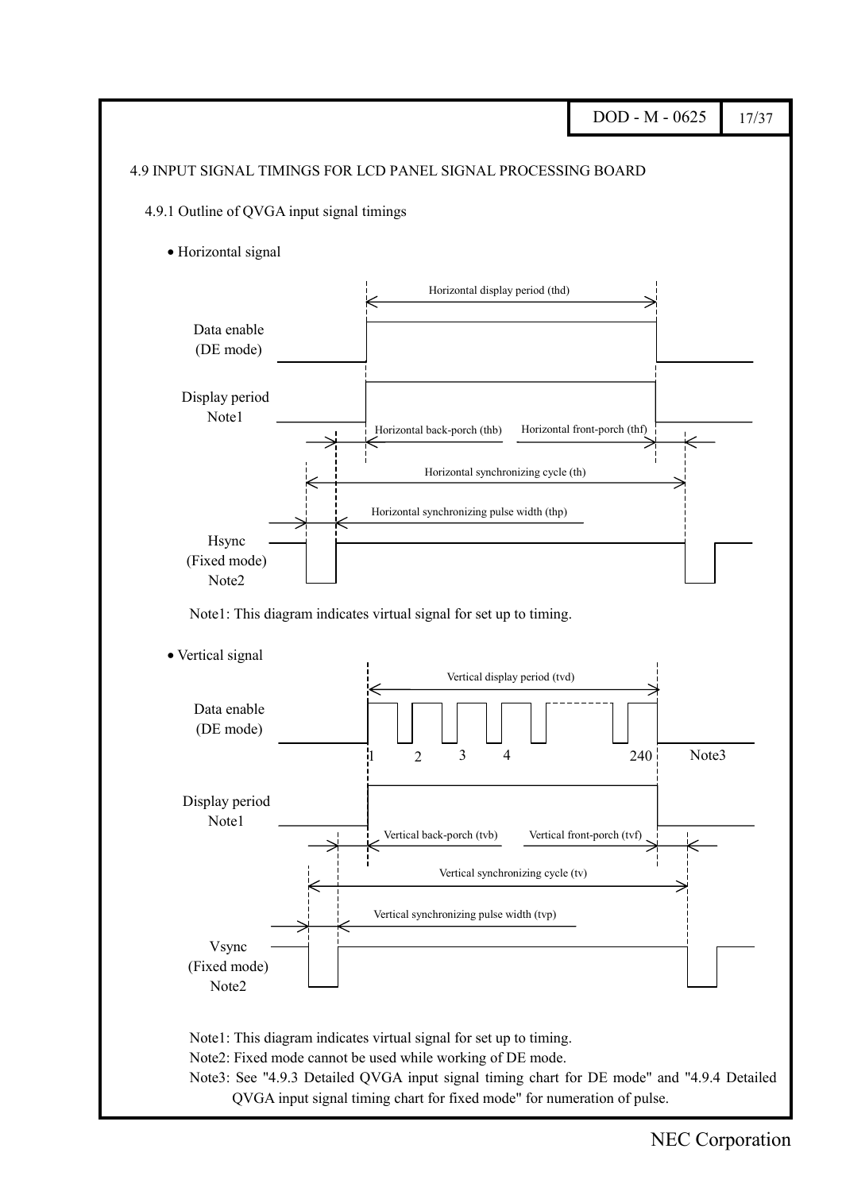## 4.9 INPUT SIGNAL TIMINGS FOR LCD PANEL SIGNAL PROCESSING BOARD

### 4.9.1 Outline of QVGA input signal timings

- Horizontal signal

Horizontal display period (thd)

Data enable (DE mode)

Display period Note1

Horizontal back-porch (thb) Horizontal front-porch (thf)

Horizontal synchronizing cycle (th)

Horizontal synchronizing pulse width (thp)

Hsync (Fixed mode) Note2

Note1: This diagram indicates virtual signal for set up to timing.

- Vertical signal

Vertical display period (tvd)

Data enable (DE mode)

1 2 3 4 240 Note3

Display period Note1

Vertical back-porch (tvb) Vertical front-porch (tvf)

Vertical synchronizing cycle (tv)

Vertical synchronizing pulse width (tvp)

Vsync (Fixed mode) Note2

Note1: This diagram indicates virtual signal for set up to timing.
Note2: Fixed mode cannot be used while working of DE mode.
Note3: See "4.9.3 Detailed QVGA input signal timing chart for DE mode" and "4.9.4 Detailed QVGA input signal timing chart for fixed mode" for numeration of pulse.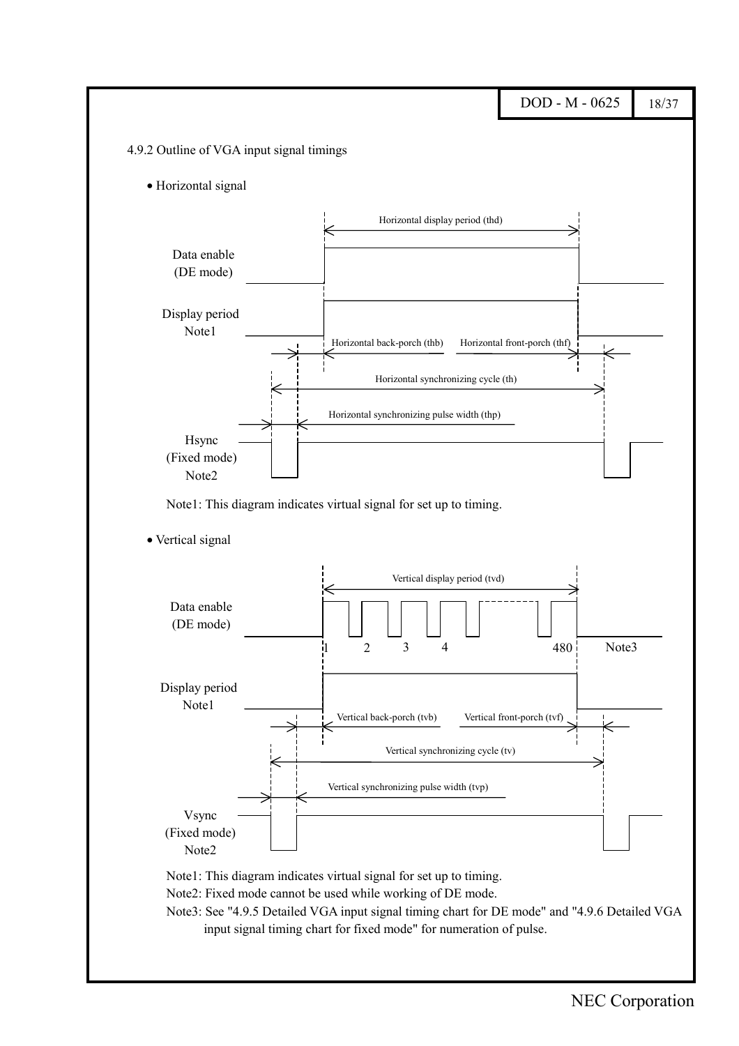### 4.9.2 Outline of VGA input signal timings

- Horizontal signal

Horizontal display period (thd)

Data enable (DE mode)

Display period Note1

Horizontal back-porch (thb) Horizontal front-porch (thf)

Horizontal synchronizing cycle (th)

Horizontal synchronizing pulse width (thp)

Hsync (Fixed mode) Note2

Note1: This diagram indicates virtual signal for set up to timing.

- Vertical signal

Vertical display period (tvd)

Data enable (DE mode)

1 2 3 4 480 Note3

Display period Note1

Vertical back-porch (tvb) Vertical front-porch (tvf)

Vertical synchronizing cycle (tv)

Vertical synchronizing pulse width (tvp)

Vsync (Fixed mode) Note2

Note1: This diagram indicates virtual signal for set up to timing.

Note2: Fixed mode cannot be used while working of DE mode.

Note3: See "4.9.5 Detailed VGA input signal timing chart for DE mode" and "4.9.6 Detailed VGA input signal timing chart for fixed mode" for numeration of pulse.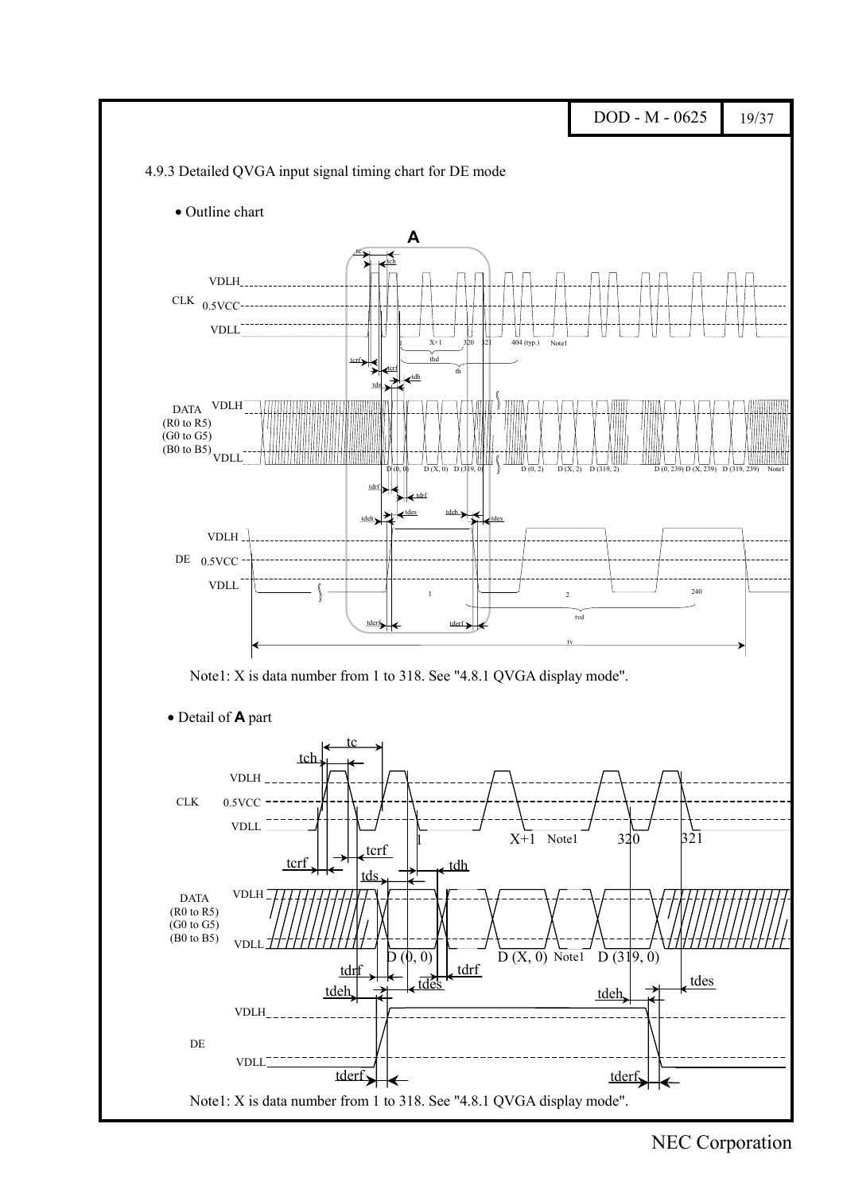4.9.3 Detailed QVGA input signal timing chart for DE mode

- Outline chart

Note1: X is data number from 1 to 318. See "4.8.1 QVGA display mode".

- Detail of **A** part

Note1: X is data number from 1 to 318. See "4.8.1 QVGA display mode".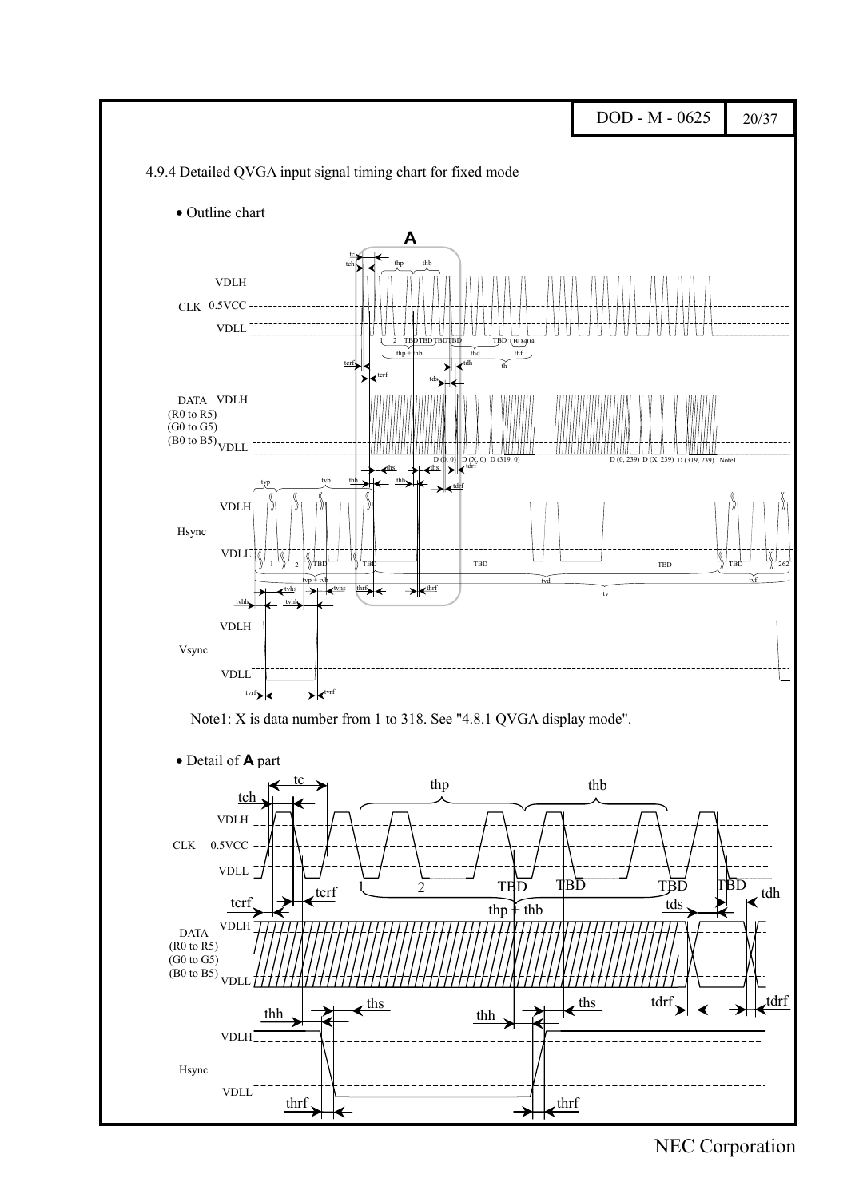#### 4.9.4 Detailed QVGA input signal timing chart for fixed mode

- Outline chart

Note1: X is data number from 1 to 318. See "4.8.1 QVGA display mode".

- Detail of **A** part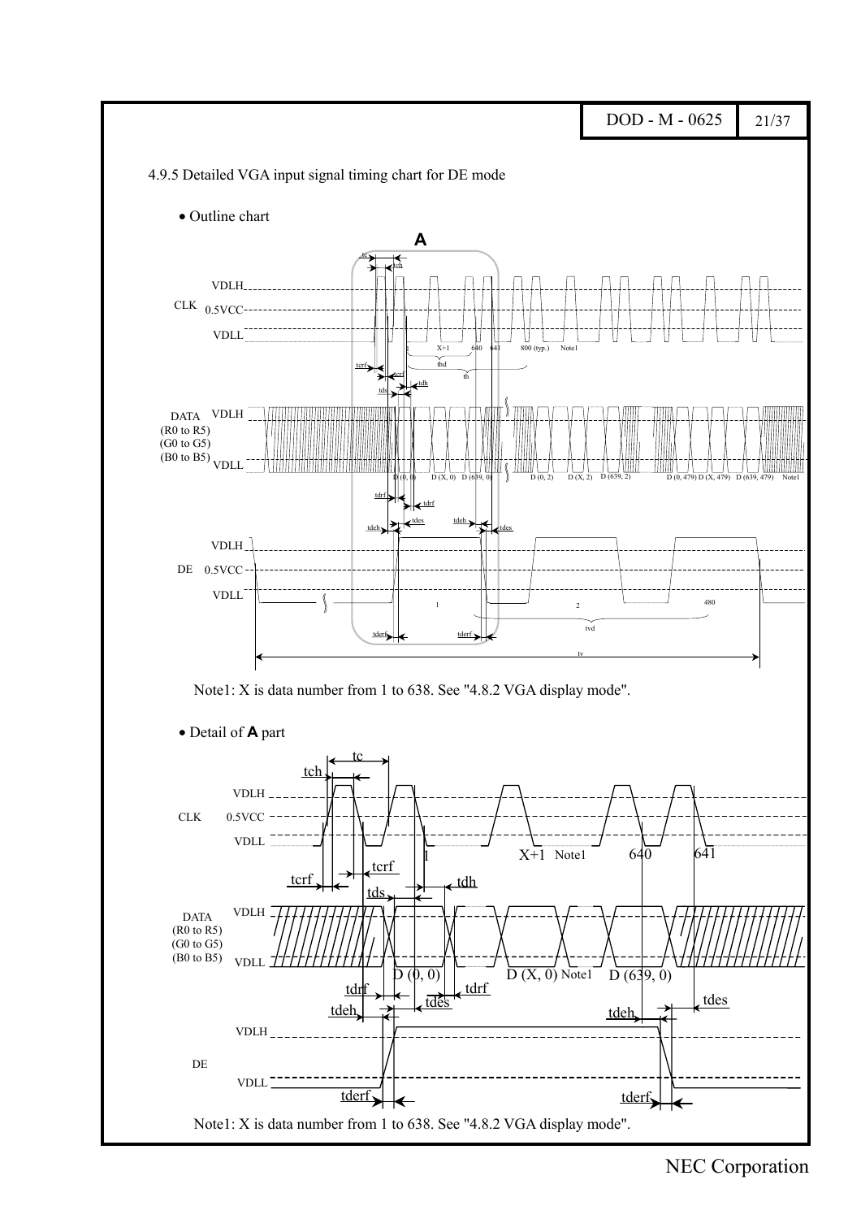### 4.9.5 Detailed VGA input signal timing chart for DE mode

- Outline chart

Note1: X is data number from 1 to 638. See "4.8.2 VGA display mode".

- Detail of **A** part

Note1: X is data number from 1 to 638. See "4.8.2 VGA display mode".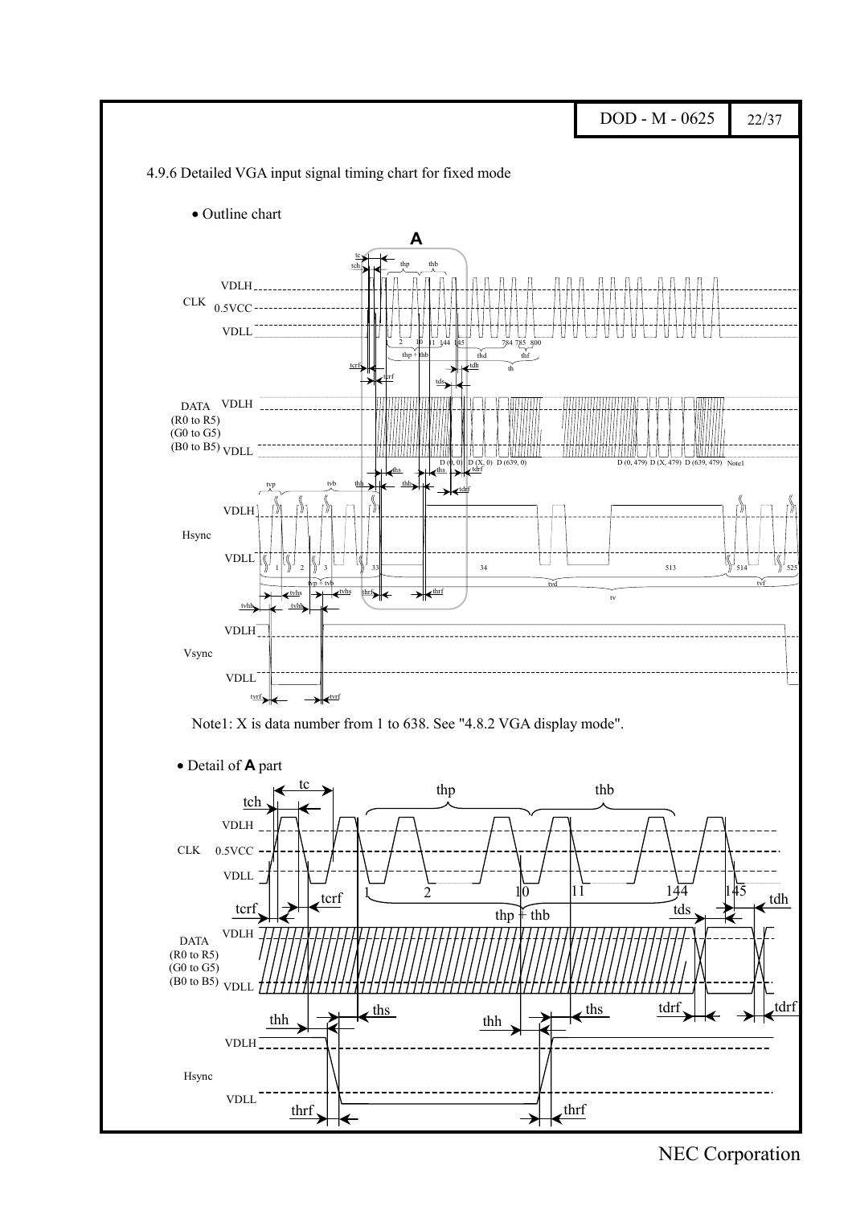### 4.9.6 Detailed VGA input signal timing chart for fixed mode

- Outline chart

Note1: X is data number from 1 to 638. See "4.8.2 VGA display mode".

- Detail of **A** part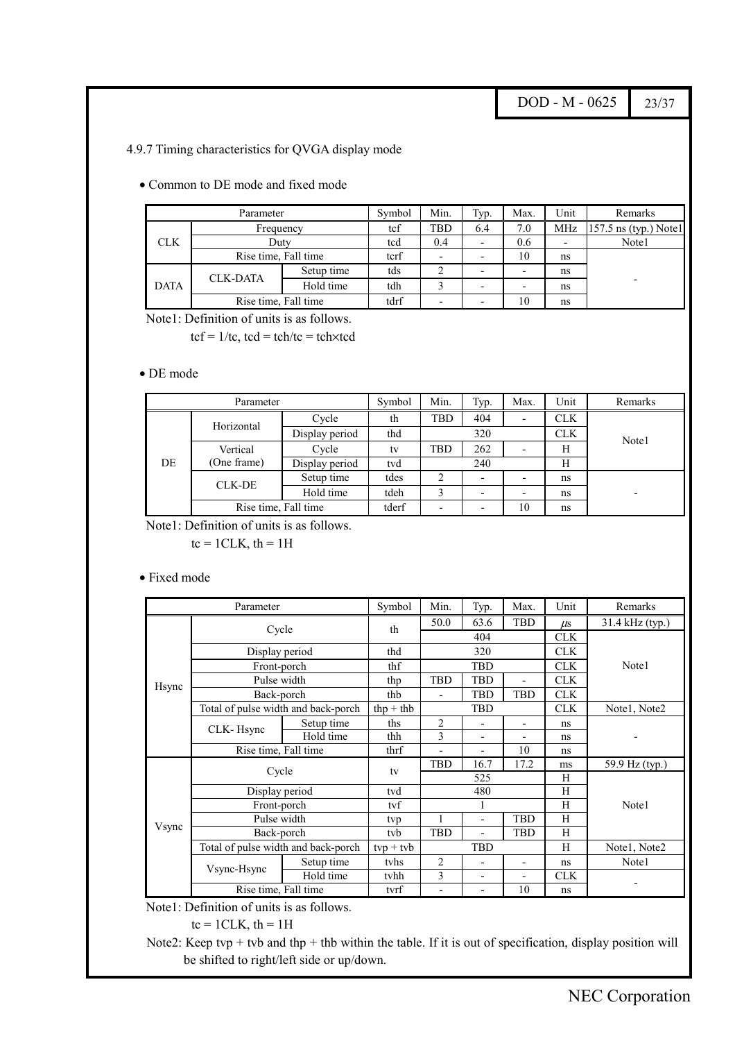## 4.9.7 Timing characteristics for QVGA display mode

- Common to DE mode and fixed mode

| Parameter | | | Symbol | Min. | Typ. | Max. | Unit | Remarks |
|---|---|---|---|---|---|---|---|---|
| CLK | Frequency | | tcf | TBD | 6.4 | 7.0 | MHz | 157.5 ns (typ.) Note1 |
| | Duty | | tcd | 0.4 | - | 0.6 | - | Note1 |
| | Rise time, Fall time | | tcrf | - | - | 10 | ns | - |
| DATA | CLK-DATA | Setup time | tds | 2 | - | - | ns | |
| | | Hold time | tdh | 3 | - | - | ns | |
| | Rise time, Fall time | | tdrf | - | - | 10 | ns | |

Note1: Definition of units is as follows.

tcf = 1/tc, tcd = tch/tc = tch×tcd

- DE mode

| Parameter | | | Symbol | Min. | Typ. | Max. | Unit | Remarks |
|---|---|---|---|---|---|---|---|---|
| DE | Horizontal | Cycle | th | TBD | 404 | - | CLK | Note1 |
| | | Display period | thd | | 320 | | CLK | |
| | Vertical (One frame) | Cycle | tv | TBD | 262 | - | H | |
| | | Display period | tvd | | 240 | | H | |
| | CLK-DE | Setup time | tdes | 2 | - | - | ns | - |
| | | Hold time | tdeh | 3 | - | - | ns | |
| | Rise time, Fall time | | tderf | - | - | 10 | ns | |

Note1: Definition of units is as follows.

tc = 1CLK, th = 1H

- Fixed mode

| Parameter | | | Symbol | Min. | Typ. | Max. | Unit | Remarks |
|---|---|---|---|---|---|---|---|---|
| Hsync | Cycle | | th | 50.0 | 63.6 | TBD | μs | 31.4 kHz (typ.) |
| | | | | | 404 | | CLK | Note1 |
| | Display period | | thd | | 320 | | CLK | |
| | Front-porch | | thf | | TBD | | CLK | |
| | Pulse width | | thp | TBD | TBD | - | CLK | |
| | Back-porch | | thb | - | TBD | TBD | CLK | |
| | Total of pulse width and back-porch | | thp + thb | | TBD | | CLK | Note1, Note2 |
| | CLK- Hsync | Setup time | ths | 2 | - | - | ns | - |
| | | Hold time | thh | 3 | - | - | ns | |
| | Rise time, Fall time | | thrf | - | - | 10 | ns | |
| Vsync | Cycle | | tv | TBD | 16.7 | 17.2 | ms | 59.9 Hz (typ.) |
| | | | | | 525 | | H | Note1 |
| | Display period | | tvd | | 480 | | H | |
| | Front-porch | | tvf | | 1 | | H | |
| | Pulse width | | tvp | 1 | - | TBD | H | |
| | Back-porch | | tvb | TBD | - | TBD | H | |
| | Total of pulse width and back-porch | | tvp + tvb | | TBD | | H | Note1, Note2 |
| | Vsync-Hsync | Setup time | tvhs | 2 | - | - | ns | Note1 |
| | | Hold time | tvhh | 3 | - | - | CLK | - |
| | Rise time, Fall time | | tvrf | - | - | 10 | ns | |

Note1: Definition of units is as follows.

tc = 1CLK, th = 1H

Note2: Keep tvp + tvb and thp + thb within the table. If it is out of specification, display position will be shifted to right/left side or up/down.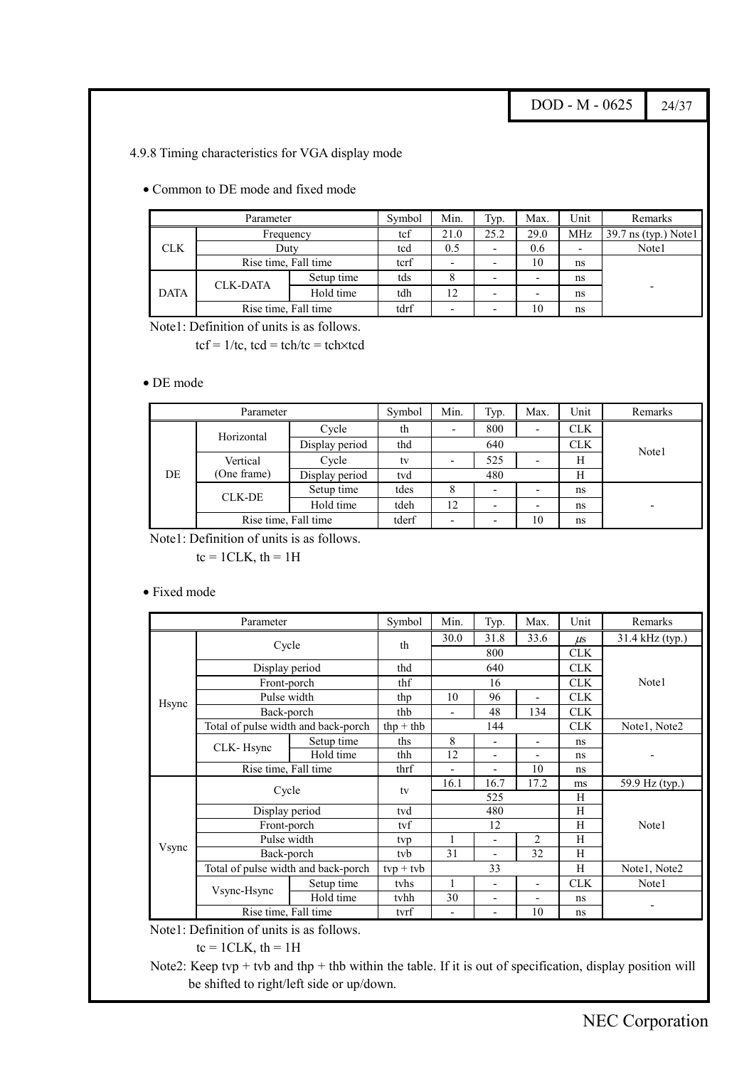### 4.9.8 Timing characteristics for VGA display mode

- Common to DE mode and fixed mode

| Parameter | | | Symbol | Min. | Typ. | Max. | Unit | Remarks |
|---|---|---|---|---|---|---|---|---|
| CLK | Frequency | | tcf | 21.0 | 25.2 | 29.0 | MHz | 39.7 ns (typ.) Note1 |
| | Duty | | tcd | 0.5 | - | 0.6 | - | Note1 |
| | Rise time, Fall time | | tcrf | - | - | 10 | ns | - |
| DATA | CLK-DATA | Setup time | tds | 8 | - | - | ns | |
| | | Hold time | tdh | 12 | - | - | ns | |
| | Rise time, Fall time | | tdrf | - | - | 10 | ns | |

Note1: Definition of units is as follows.

tcf = 1/tc, tcd = tch/tc = tch×tcd

- DE mode

| Parameter | | | Symbol | Min. | Typ. | Max. | Unit | Remarks |
|---|---|---|---|---|---|---|---|---|
| DE | Horizontal | Cycle | th | - | 800 | - | CLK | Note1 |
| | | Display period | thd | | 640 | | CLK | |
| | Vertical (One frame) | Cycle | tv | - | 525 | - | H | |
| | | Display period | tvd | | 480 | | H | |
| | CLK-DE | Setup time | tdes | 8 | - | - | ns | - |
| | | Hold time | tdeh | 12 | - | - | ns | |
| | Rise time, Fall time | | tderf | - | - | 10 | ns | |

Note1: Definition of units is as follows.

tc = 1CLK, th = 1H

- Fixed mode

| Parameter | | | Symbol | Min. | Typ. | Max. | Unit | Remarks |
|---|---|---|---|---|---|---|---|---|
| Hsync | Cycle | | th | 30.0 | 31.8 | 33.6 | μs | 31.4 kHz (typ.) |
| | | | | | 800 | | CLK | Note1 |
| | Display period | | thd | | 640 | | CLK | |
| | Front-porch | | thf | | 16 | | CLK | |
| | Pulse width | | thp | 10 | 96 | - | CLK | |
| | Back-porch | | thb | - | 48 | 134 | CLK | |
| | Total of pulse width and back-porch | | thp + thb | | 144 | | CLK | Note1, Note2 |
| | CLK- Hsync | Setup time | ths | 8 | - | - | ns | - |
| | | Hold time | thh | 12 | - | - | ns | |
| | Rise time, Fall time | | thrf | - | - | 10 | ns | |
| Vsync | Cycle | | tv | 16.1 | 16.7 | 17.2 | ms | 59.9 Hz (typ.) |
| | | | | | 525 | | H | Note1 |
| | Display period | | tvd | | 480 | | H | |
| | Front-porch | | tvf | | 12 | | H | |
| | Pulse width | | tvp | 1 | - | 2 | H | |
| | Back-porch | | tvb | 31 | - | 32 | H | |
| | Total of pulse width and back-porch | | tvp + tvb | | 33 | | H | Note1, Note2 |
| | Vsync-Hsync | Setup time | tvhs | 1 | - | - | CLK | Note1 |
| | | Hold time | tvhh | 30 | - | - | ns | - |
| | Rise time, Fall time | | tvrf | - | - | 10 | ns | |

Note1: Definition of units is as follows.

tc = 1CLK, th = 1H

Note2: Keep tvp + tvb and thp + thb within the table. If it is out of specification, display position will be shifted to right/left side or up/down.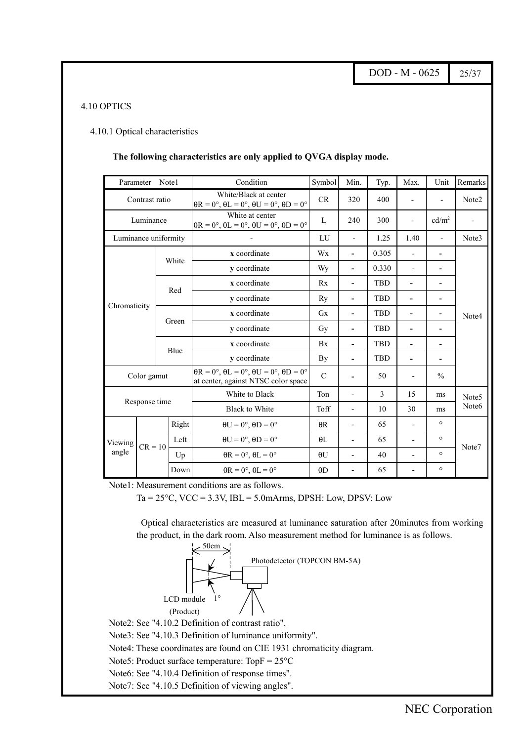## 4.10 OPTICS

### 4.10.1 Optical characteristics

**The following characteristics are only applied to QVGA display mode.**

| Parameter Note1 | | | Condition | Symbol | Min. | Typ. | Max. | Unit | Remarks |
|---|---|---|---|---|---|---|---|---|---|
| Contrast ratio | | | White/Black at center θR = 0°, θL = 0°, θU = 0°, θD = 0° | CR | 320 | 400 | - | - | Note2 |
| Luminance | | | White at center θR = 0°, θL = 0°, θU = 0°, θD = 0° | L | 240 | 300 | - | cd/m² | - |
| Luminance uniformity | | | - | LU | - | 1.25 | 1.40 | - | Note3 |
| Chromaticity | White | | **x** coordinate | Wx | - | 0.305 | - | - | Note4 |
| | | | **y** coordinate | Wy | - | 0.330 | - | - | |
| | Red | | **x** coordinate | Rx | - | TBD | - | - | |
| | | | **y** coordinate | Ry | - | TBD | - | - | |
| | Green | | **x** coordinate | Gx | - | TBD | - | - | |
| | | | **y** coordinate | Gy | - | TBD | - | - | |
| | Blue | | **x** coordinate | Bx | - | TBD | - | - | |
| | | | **y** coordinate | By | - | TBD | - | - | |
| Color gamut | | | θR = 0°, θL = 0°, θU = 0°, θD = 0° at center, against NTSC color space | C | - | 50 | - | % | |
| Response time | | | White to Black | Ton | - | 3 | 15 | ms | Note5 Note6 |
| | | | Black to White | Toff | - | 10 | 30 | ms | |
| Viewing angle | CR = 10 | Right | θU = 0°, θD = 0° | θR | - | 65 | - | ° | Note7 |
| | | Left | θU = 0°, θD = 0° | θL | - | 65 | - | ° | |
| | | Up | θR = 0°, θL = 0° | θU | - | 40 | - | ° | |
| | | Down | θR = 0°, θL = 0° | θD | - | 65 | - | ° | |

Note1: Measurement conditions are as follows.

Ta = 25°C, VCC = 3.3V, IBL = 5.0mArms, DPSH: Low, DPSV: Low

Optical characteristics are measured at luminance saturation after 20minutes from working the product, in the dark room. Also measurement method for luminance is as follows.

50cm

Photodetector (TOPCON BM-5A)

LCD module (Product) 1°

Note2: See "4.10.2 Definition of contrast ratio".

Note3: See "4.10.3 Definition of luminance uniformity".

Note4: These coordinates are found on CIE 1931 chromaticity diagram.

Note5: Product surface temperature: TopF = 25°C

Note6: See "4.10.4 Definition of response times".

Note7: See "4.10.5 Definition of viewing angles".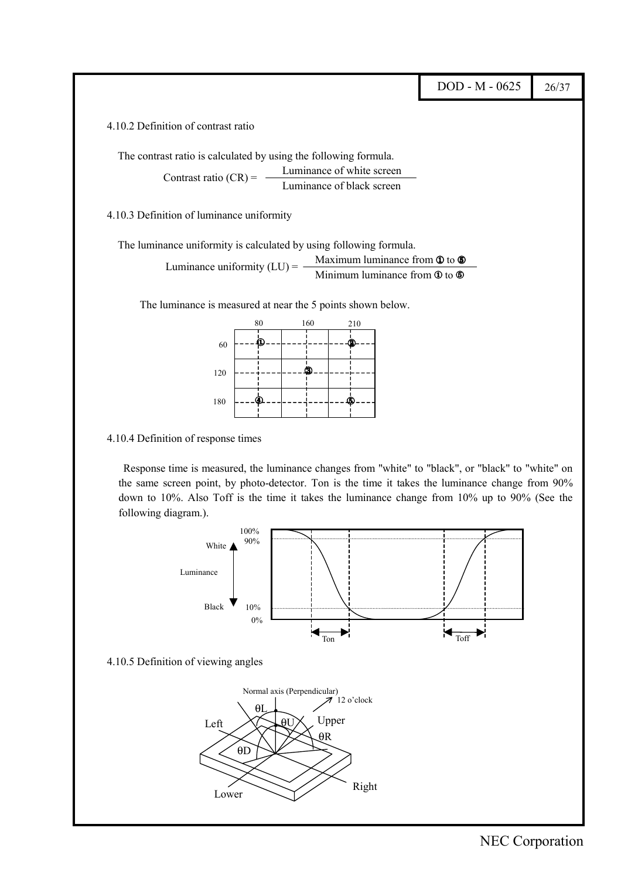#### 4.10.2 Definition of contrast ratio

The contrast ratio is calculated by using the following formula.

$$\text{Contrast ratio (CR)} = \frac{\text{Luminance of white screen}}{\text{Luminance of black screen}}$$

#### 4.10.3 Definition of luminance uniformity

The luminance uniformity is calculated by using following formula.

$$\text{Luminance uniformity (LU)} = \frac{\text{Maximum luminance from ① to ⑤}}{\text{Minimum luminance from ① to ⑤}}$$

The luminance is measured at near the 5 points shown below.

| | 80 | 160 | 210 |
|---|---|---|---|
| 60 | ① | | ② |
| 120 | | ③ | |
| 180 | ④ | | ⑤ |

#### 4.10.4 Definition of response times

Response time is measured, the luminance changes from "white" to "black", or "black" to "white" on the same screen point, by photo-detector. Ton is the time it takes the luminance change from 90% down to 10%. Also Toff is the time it takes the luminance change from 10% up to 90% (See the following diagram.).

#### 4.10.5 Definition of viewing angles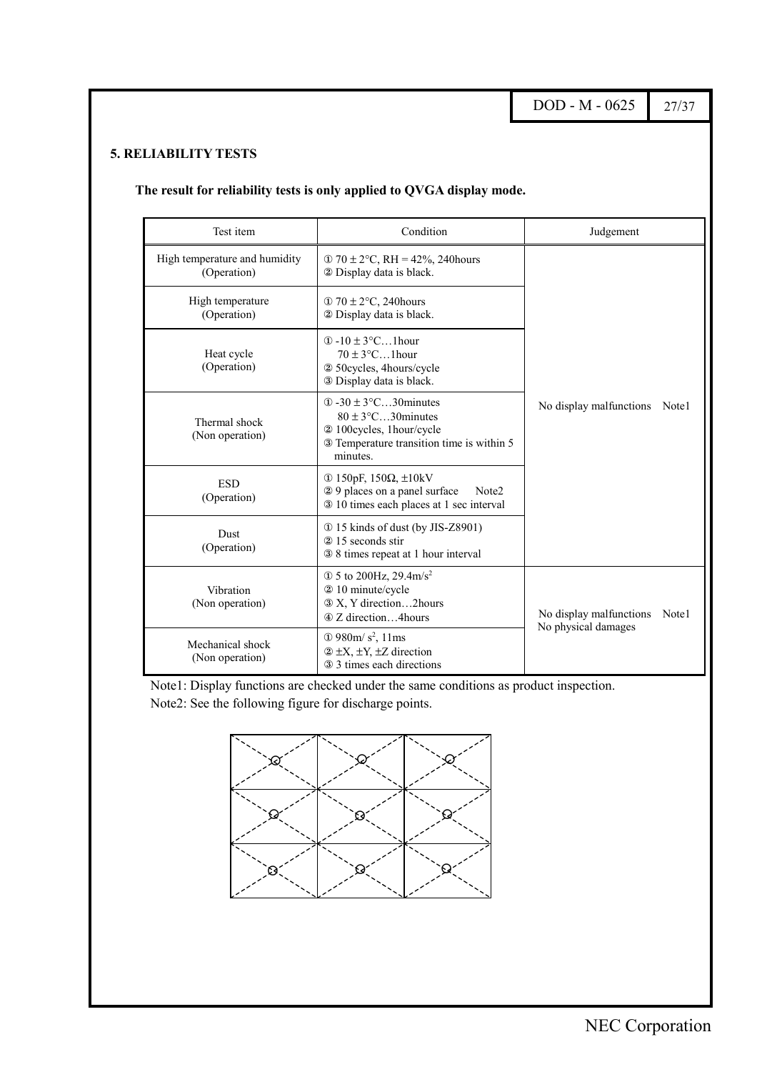## 5. RELIABILITY TESTS

**The result for reliability tests is only applied to QVGA display mode.**

| Test item | Condition | Judgement |
|---|---|---|
| High temperature and humidity (Operation) | ① 70 ± 2°C, RH = 42%, 240hours<br>② Display data is black. | No display malfunctions Note1 |
| High temperature (Operation) | ① 70 ± 2°C, 240hours<br>② Display data is black. | |
| Heat cycle (Operation) | ① -10 ± 3°C…1hour<br>70 ± 3°C…1hour<br>② 50cycles, 4hours/cycle<br>③ Display data is black. | |
| Thermal shock (Non operation) | ① -30 ± 3°C…30minutes<br>80 ± 3°C…30minutes<br>② 100cycles, 1hour/cycle<br>③ Temperature transition time is within 5 minutes. | |
| ESD (Operation) | ① 150pF, 150Ω, ±10kV<br>② 9 places on a panel surface Note2<br>③ 10 times each places at 1 sec interval | |
| Dust (Operation) | ① 15 kinds of dust (by JIS-Z8901)<br>② 15 seconds stir<br>③ 8 times repeat at 1 hour interval | |
| Vibration (Non operation) | ① 5 to 200Hz, $29.4 m/s^2$<br>② 10 minute/cycle<br>③ X, Y direction…2hours<br>④ Z direction…4hours | No display malfunctions Note1<br>No physical damages |
| Mechanical shock (Non operation) | ① $980 m/s^2$, 11ms<br>② ±X, ±Y, ±Z direction<br>③ 3 times each directions | |

Note1: Display functions are checked under the same conditions as product inspection.

Note2: See the following figure for discharge points.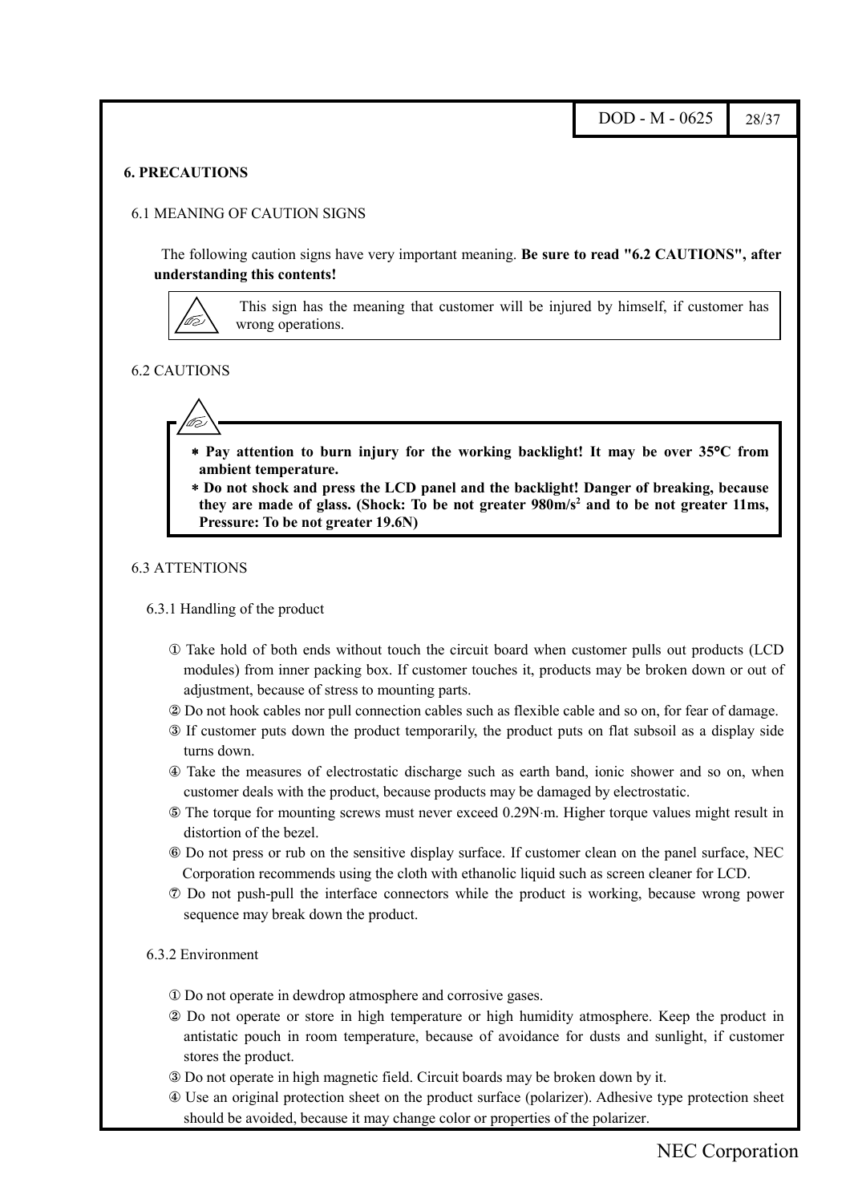# 6. PRECAUTIONS

## 6.1 MEANING OF CAUTION SIGNS

The following caution signs have very important meaning. **Be sure to read "6.2 CAUTIONS", after understanding this contents!**

This sign has the meaning that customer will be injured by himself, if customer has wrong operations.

## 6.2 CAUTIONS

- **Pay attention to burn injury for the working backlight! It may be over 35°C from ambient temperature.**
- **Do not shock and press the LCD panel and the backlight! Danger of breaking, because they are made of glass. (Shock: To be not greater 980m/s² and to be not greater 11ms, Pressure: To be not greater 19.6N)**

## 6.3 ATTENTIONS

### 6.3.1 Handling of the product

① Take hold of both ends without touch the circuit board when customer pulls out products (LCD modules) from inner packing box. If customer touches it, products may be broken down or out of adjustment, because of stress to mounting parts.

② Do not hook cables nor pull connection cables such as flexible cable and so on, for fear of damage.

③ If customer puts down the product temporarily, the product puts on flat subsoil as a display side turns down.

④ Take the measures of electrostatic discharge such as earth band, ionic shower and so on, when customer deals with the product, because products may be damaged by electrostatic.

⑤ The torque for mounting screws must never exceed 0.29N·m. Higher torque values might result in distortion of the bezel.

⑥ Do not press or rub on the sensitive display surface. If customer clean on the panel surface, NEC Corporation recommends using the cloth with ethanolic liquid such as screen cleaner for LCD.

⑦ Do not push-pull the interface connectors while the product is working, because wrong power sequence may break down the product.

### 6.3.2 Environment

① Do not operate in dewdrop atmosphere and corrosive gases.

② Do not operate or store in high temperature or high humidity atmosphere. Keep the product in antistatic pouch in room temperature, because of avoidance for dusts and sunlight, if customer stores the product.

③ Do not operate in high magnetic field. Circuit boards may be broken down by it.

④ Use an original protection sheet on the product surface (polarizer). Adhesive type protection sheet should be avoided, because it may change color or properties of the polarizer.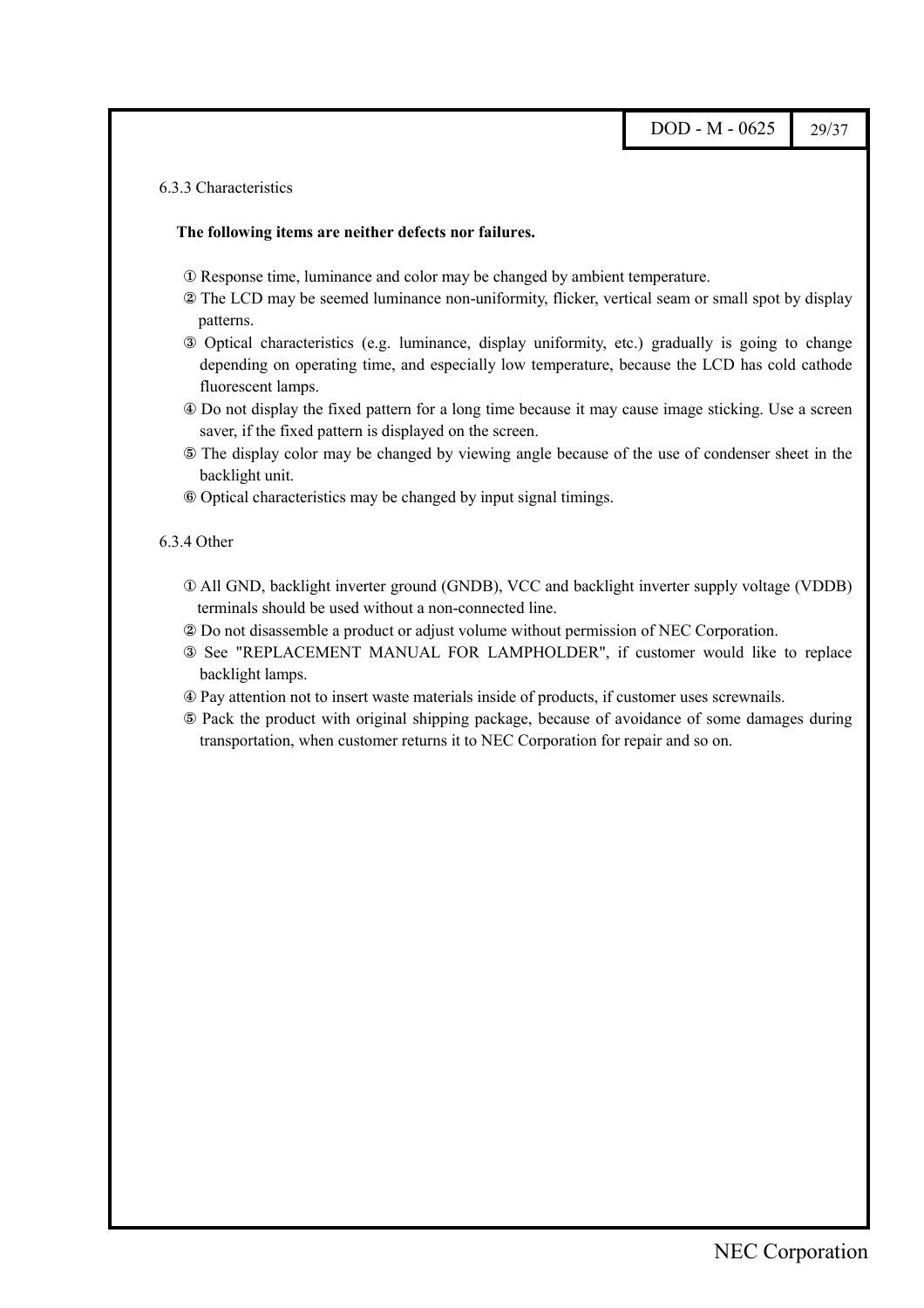6.3.3 Characteristics

**The following items are neither defects nor failures.**

① Response time, luminance and color may be changed by ambient temperature.

② The LCD may be seemed luminance non-uniformity, flicker, vertical seam or small spot by display patterns.

③ Optical characteristics (e.g. luminance, display uniformity, etc.) gradually is going to change depending on operating time, and especially low temperature, because the LCD has cold cathode fluorescent lamps.

④ Do not display the fixed pattern for a long time because it may cause image sticking. Use a screen saver, if the fixed pattern is displayed on the screen.

⑤ The display color may be changed by viewing angle because of the use of condenser sheet in the backlight unit.

⑥ Optical characteristics may be changed by input signal timings.

6.3.4 Other

① All GND, backlight inverter ground (GNDB), VCC and backlight inverter supply voltage (VDDB) terminals should be used without a non-connected line.

② Do not disassemble a product or adjust volume without permission of NEC Corporation.

③ See "REPLACEMENT MANUAL FOR LAMPHOLDER", if customer would like to replace backlight lamps.

④ Pay attention not to insert waste materials inside of products, if customer uses screwnails.

⑤ Pack the product with original shipping package, because of avoidance of some damages during transportation, when customer returns it to NEC Corporation for repair and so on.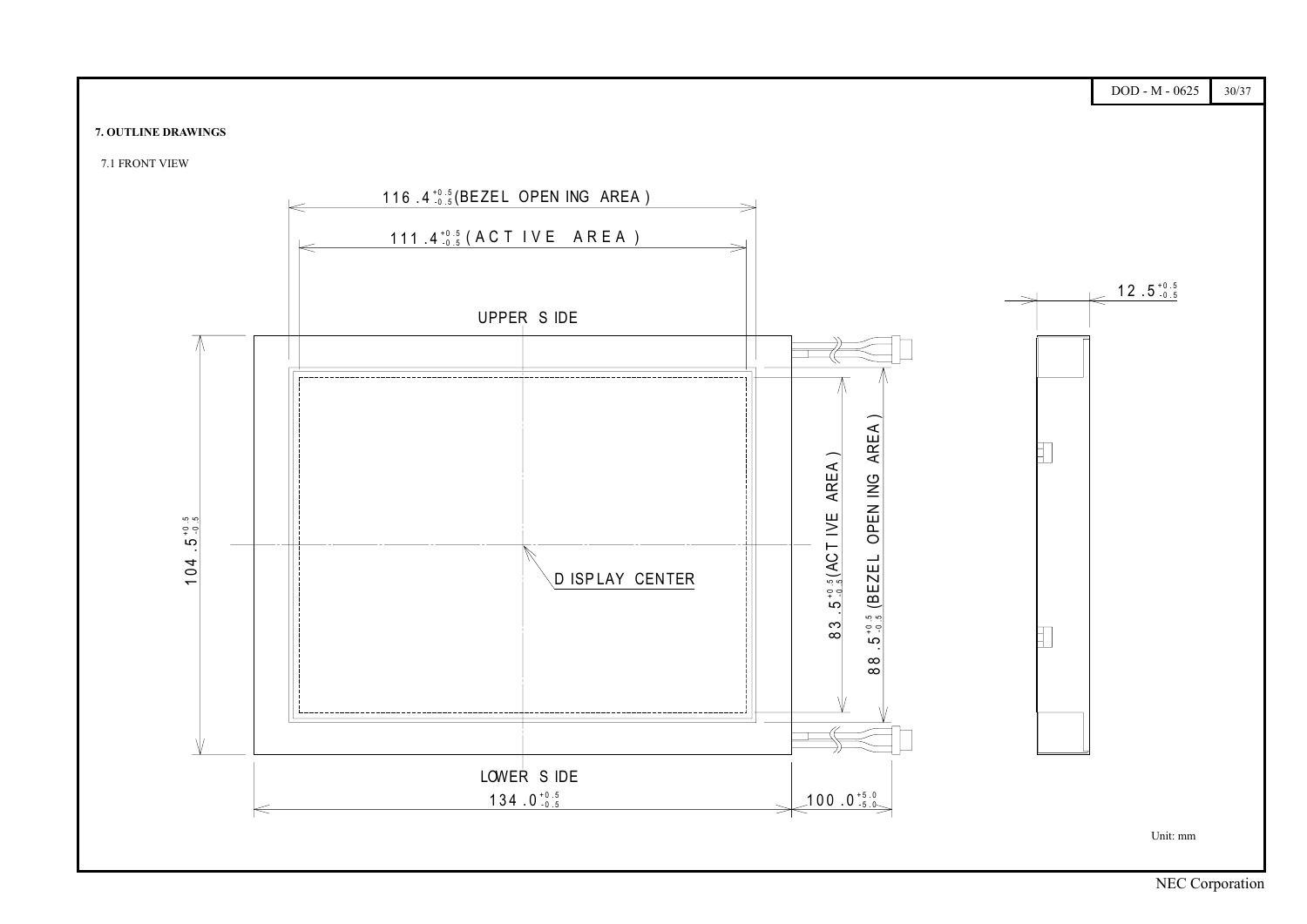## 7. OUTLINE DRAWINGS

### 7.1 FRONT VIEW

$116.4^{+0.5}_{-0.5}$ (BEZEL OPENING AREA)

$111.4^{+0.5}_{-0.5}$ (ACTIVE AREA)

$12.5^{+0.5}_{-0.5}$

UPPER SIDE

$104.5^{+0.5}_{-0.5}$

$83.5^{+0.5}_{-0.5}$ (ACTIVE AREA)

$88.5^{+0.5}_{-0.5}$ (BEZEL OPENING AREA)

DISPLAY CENTER

LOWER SIDE

$134.0^{+0.5}_{-0.5}$

$100.0^{+5.0}_{-5.0}$

Unit: mm

NEC Corporation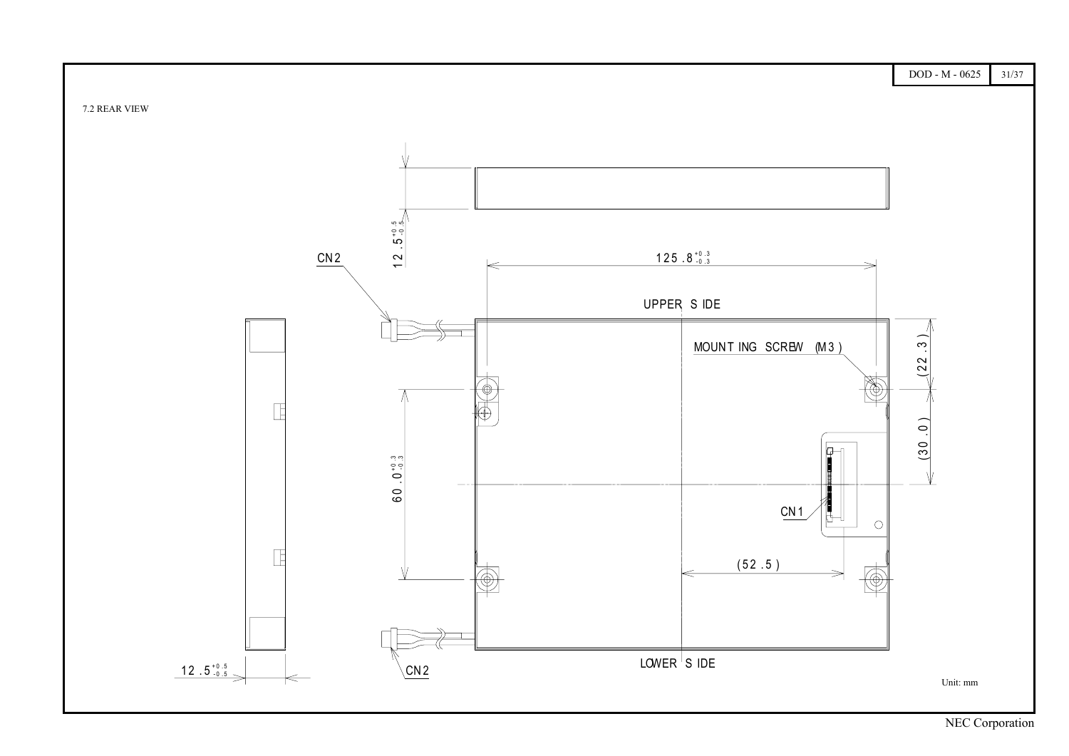7.2 REAR VIEW

$12.5^{+0.5}_{-0.5}$

CN2

$125.8^{+0.3}_{-0.3}$

UPPER SIDE

MOUNTING SCREW (M3)

(22.3)

(30.0)

$60.0^{+0.3}_{-0.3}$

CN1

(52.5)

$12.5^{+0.5}_{-0.5}$

CN2

LOWER SIDE

Unit: mm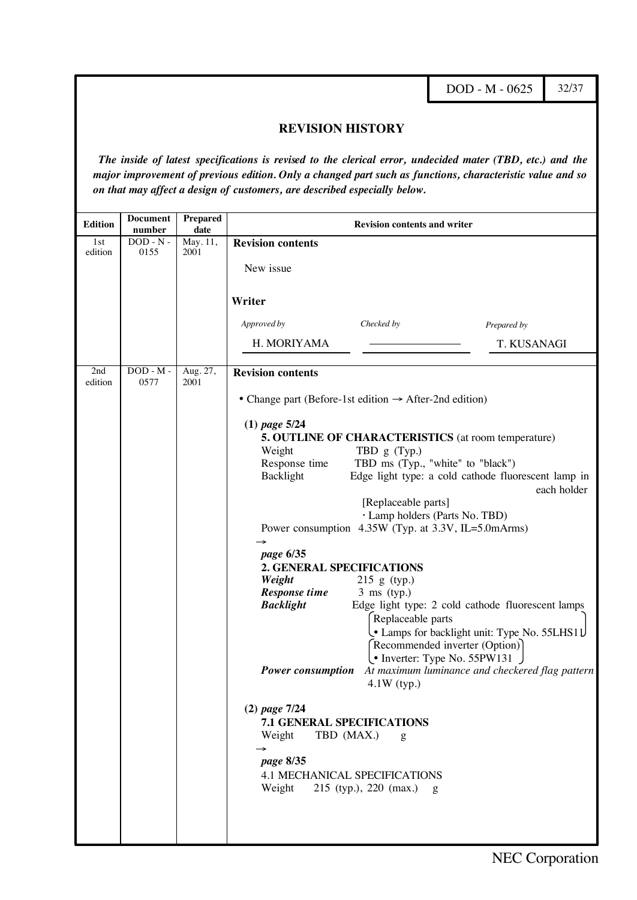## REVISION HISTORY

***The inside of latest specifications is revised to the clerical error, undecided mater (TBD, etc.) and the major improvement of previous edition. Only a changed part such as functions, characteristic value and so on that may affect a design of customers, are described especially below.***

| Edition | Document number | Prepared date | Revision contents and writer |
|---|---|---|---|
| 1st edition | DOD - N - 0155 | May. 11, 2001 | **Revision contents**<br><br>New issue<br><br>**Writer**<br><br>*Approved by*: H. MORIYAMA<br>*Checked by*: ————————<br>*Prepared by*: T. KUSANAGI |
| 2nd edition | DOD - M - 0577 | Aug. 27, 2001 | **Revision contents**<br><br>• Change part (Before-1st edition → After-2nd edition)<br><br>**(1)** *page* **5/24**<br>**5. OUTLINE OF CHARACTERISTICS** (at room temperature)<br>Weight TBD g (Typ.)<br>Response time TBD ms (Typ., "white" to "black")<br>Backlight Edge light type: a cold cathode fluorescent lamp in each holder<br>[Replaceable parts]<br>· Lamp holders (Parts No. TBD)<br>Power consumption 4.35W (Typ. at 3.3V, IL=5.0mArms)<br>→<br>*page* **6/35**<br>**2. GENERAL SPECIFICATIONS**<br>***Weight*** 215 g (typ.)<br>***Response time*** 3 ms (typ.)<br>***Backlight*** Edge light type: 2 cold cathode fluorescent lamps<br>(Replaceable parts<br>• Lamps for backlight unit: Type No. 55LHS11)<br>(Recommended inverter (Option)<br>• Inverter: Type No. 55PW131)<br>***Power consumption*** *At maximum luminance and checkered flag pattern*<br>4.1W (typ.)<br><br>**(2)** *page* **7/24**<br>**7.1 GENERAL SPECIFICATIONS**<br>Weight TBD (MAX.) g<br>→<br>*page* **8/35**<br>4.1 MECHANICAL SPECIFICATIONS<br>Weight 215 (typ.), 220 (max.) g |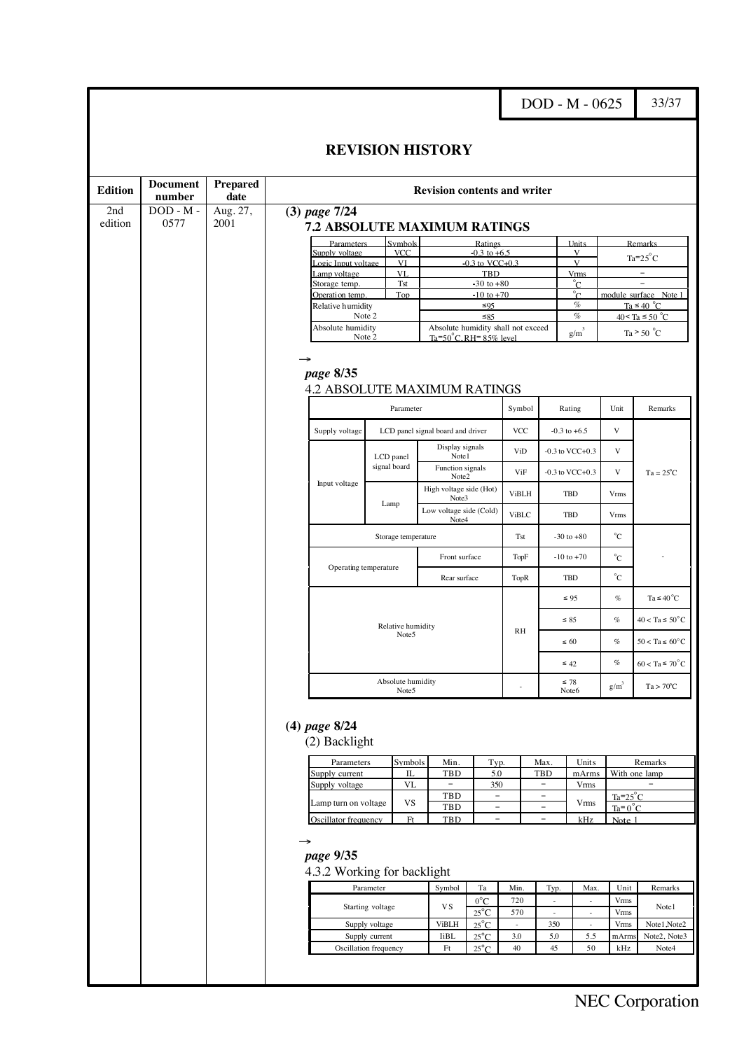# REVISION HISTORY

| Edition | Document number | Prepared date | Revision contents and writer |
|---|---|---|---|
| 2nd edition | DOD - M - 0577 | Aug. 27, 2001 | **(3)** *page 7/24* |

**7.2 ABSOLUTE MAXIMUM RATINGS**

| Parameters | Symbols | Ratings | Units | Remarks |
|---|---|---|---|---|
| Supply voltage | VCC | -0.3 to +6.5 | V | Ta=25°C |
| Logic Input voltage | VI | -0.3 to VCC+0.3 | V | |
| Lamp voltage | VL | TBD | Vrms | − |
| Storage temp. | Tst | -30 to +80 | °C | − |
| Operation temp. | Top | -10 to +70 | °C | module surface Note 1 |
| Relative humidity Note 2 | | ≤95 | % | Ta ≤ 40 °C |
| | | ≤85 | % | 40< Ta ≤ 50 °C |
| Absolute humidity Note 2 | | Absolute humidity shall not exceed Ta=50°C,RH= 85% level | g/m³ | Ta > 50 °C |

→

*page 8/35*

4.2 ABSOLUTE MAXIMUM RATINGS

| Parameter | | | Symbol | Rating | Unit | Remarks |
|---|---|---|---|---|---|---|
| Supply voltage | LCD panel signal board and driver | | VCC | -0.3 to +6.5 | V | Ta = 25°C |
| Input voltage | LCD panel signal board | Display signals Note1 | ViD | -0.3 to VCC+0.3 | V | |
| | | Function signals Note2 | ViF | -0.3 to VCC+0.3 | V | |
| | Lamp | High voltage side (Hot) Note3 | ViBLH | TBD | Vrms | |
| | | Low voltage side (Cold) Note4 | ViBLC | TBD | Vrms | |
| Storage temperature | | | Tst | -30 to +80 | °C | - |
| Operating temperature | | Front surface | TopF | -10 to +70 | °C | |
| | | Rear surface | TopR | TBD | °C | |
| Relative humidity Note5 | | | RH | ≤ 95 | % | Ta ≤ 40°C |
| | | | | ≤ 85 | % | 40 < Ta ≤ 50°C |
| | | | | ≤ 60 | % | 50 < Ta ≤ 60°C |
| | | | | ≤ 42 | % | 60 < Ta ≤ 70°C |
| Absolute humidity Note5 | | | - | ≤ 78 Note6 | g/m³ | Ta > 70°C |

**(4)** *page 8/24*

(2) Backlight

| Parameters | Symbols | Min. | Typ. | Max. | Units | Remarks |
|---|---|---|---|---|---|---|
| Supply current | IL | TBD | 5.0 | TBD | mArms | With one lamp |
| Supply voltage | VL | − | 350 | − | Vrms | − |
| Lamp turn on voltage | VS | TBD | − | − | Vrms | Ta=25°C |
| | | TBD | − | − | | Ta= 0°C |
| Oscillator frequency | Ft | TBD | − | − | kHz | Note 1 |

→

*page 9/35*

4.3.2 Working for backlight

| Parameter | Symbol | Ta | Min. | Typ. | Max. | Unit | Remarks |
|---|---|---|---|---|---|---|---|
| Starting voltage | VS | 0°C | 720 | - | - | Vrms | Note1 |
| | | 25°C | 570 | - | - | Vrms | |
| Supply voltage | ViBLH | 25°C | - | 350 | - | Vrms | Note1,Note2 |
| Supply current | IiBL | 25°C | 3.0 | 5.0 | 5.5 | mArms | Note2, Note3 |
| Oscillation frequency | Ft | 25°C | 40 | 45 | 50 | kHz | Note4 |

NEC Corporation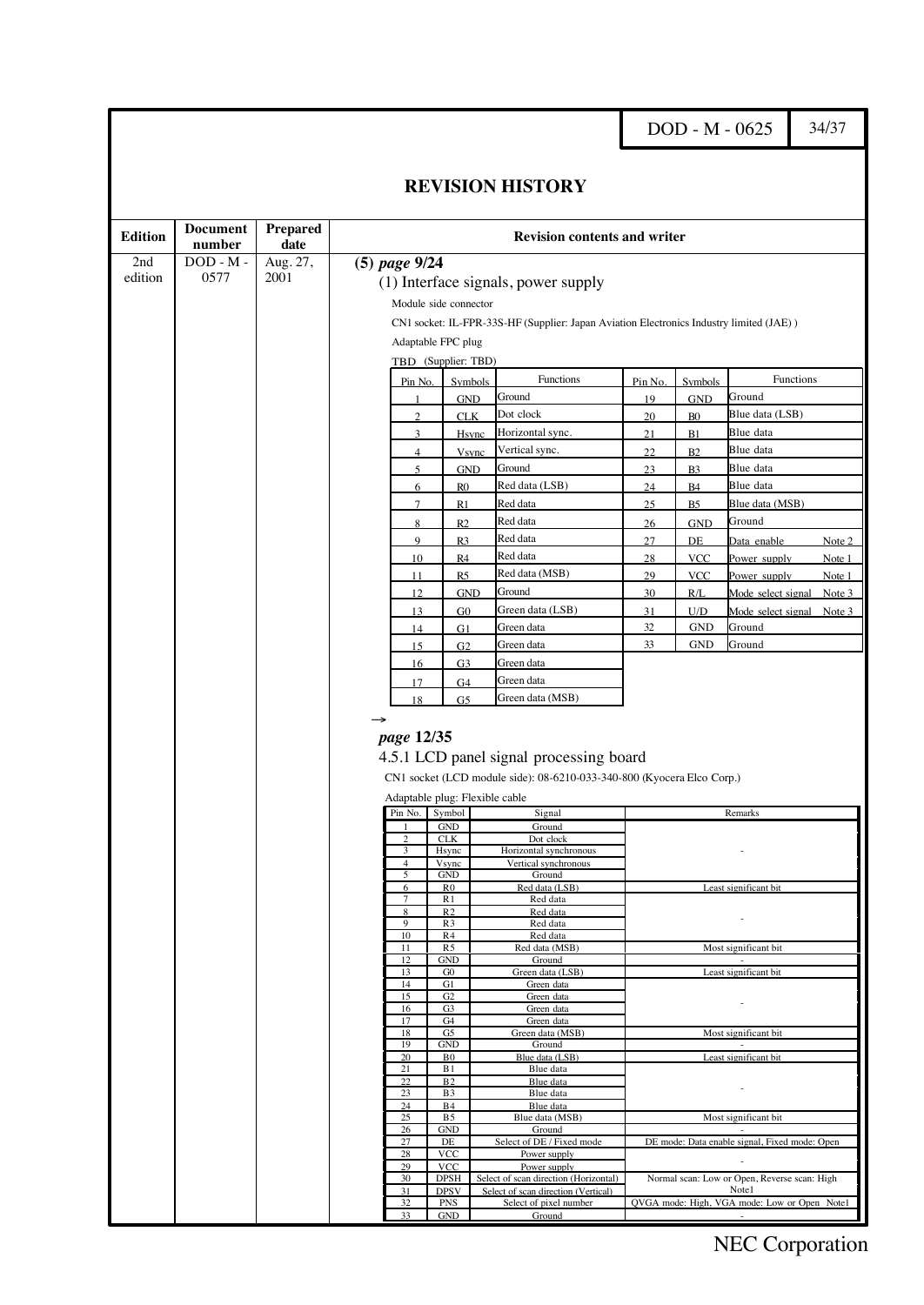# REVISION HISTORY

| Edition | Document number | Prepared date | Revision contents and writer |
|---|---|---|---|
| 2nd edition | DOD - M - 0577 | Aug. 27, 2001 | **(5)** ***page 9/24*** |

(1) Interface signals, power supply

Module side connector

CN1 socket: IL-FPR-33S-HF (Supplier: Japan Aviation Electronics Industry limited (JAE) )

Adaptable FPC plug

TBD (Supplier: TBD)

| Pin No. | Symbols | Functions | Pin No. | Symbols | Functions |
|---|---|---|---|---|---|
| 1 | GND | Ground | 19 | GND | Ground |
| 2 | CLK | Dot clock | 20 | B0 | Blue data (LSB) |
| 3 | Hsync | Horizontal sync. | 21 | B1 | Blue data |
| 4 | Vsync | Vertical sync. | 22 | B2 | Blue data |
| 5 | GND | Ground | 23 | B3 | Blue data |
| 6 | R0 | Red data (LSB) | 24 | B4 | Blue data |
| 7 | R1 | Red data | 25 | B5 | Blue data (MSB) |
| 8 | R2 | Red data | 26 | GND | Ground |
| 9 | R3 | Red data | 27 | DE | Data enable Note 2 |
| 10 | R4 | Red data | 28 | VCC | Power supply Note 1 |
| 11 | R5 | Red data (MSB) | 29 | VCC | Power supply Note 1 |
| 12 | GND | Ground | 30 | R/L | Mode select signal Note 3 |
| 13 | G0 | Green data (LSB) | 31 | U/D | Mode select signal Note 3 |
| 14 | G1 | Green data | 32 | GND | Ground |
| 15 | G2 | Green data | 33 | GND | Ground |
| 16 | G3 | Green data | | | |
| 17 | G4 | Green data | | | |
| 18 | G5 | Green data (MSB) | | | |

→

***page 12/35***

4.5.1 LCD panel signal processing board

CN1 socket (LCD module side): 08-6210-033-340-800 (Kyocera Elco Corp.)

Adaptable plug: Flexible cable

| Pin No. | Symbol | Signal | Remarks |
|---|---|---|---|
| 1 | GND | Ground | - |
| 2 | CLK | Dot clock | |
| 3 | Hsync | Horizontal synchronous | |
| 4 | Vsync | Vertical synchronous | |
| 5 | GND | Ground | |
| 6 | R0 | Red data (LSB) | Least significant bit |
| 7 | R1 | Red data | - |
| 8 | R2 | Red data | |
| 9 | R3 | Red data | |
| 10 | R4 | Red data | |
| 11 | R5 | Red data (MSB) | Most significant bit |
| 12 | GND | Ground | - |
| 13 | G0 | Green data (LSB) | Least significant bit |
| 14 | G1 | Green data | - |
| 15 | G2 | Green data | |
| 16 | G3 | Green data | |
| 17 | G4 | Green data | |
| 18 | G5 | Green data (MSB) | Most significant bit |
| 19 | GND | Ground | - |
| 20 | B0 | Blue data (LSB) | Least significant bit |
| 21 | B1 | Blue data | - |
| 22 | B2 | Blue data | |
| 23 | B3 | Blue data | |
| 24 | B4 | Blue data | |
| 25 | B5 | Blue data (MSB) | Most significant bit |
| 26 | GND | Ground | - |
| 27 | DE | Select of DE / Fixed mode | DE mode: Data enable signal, Fixed mode: Open |
| 28 | VCC | Power supply | - |
| 29 | VCC | Power supply | |
| 30 | DPSH | Select of scan direction (Horizontal) | Normal scan: Low or Open, Reverse scan: High Note1 |
| 31 | DPSV | Select of scan direction (Vertical) | |
| 32 | PNS | Select of pixel number | QVGA mode: High, VGA mode: Low or Open Note1 |
| 33 | GND | Ground | - |

NEC Corporation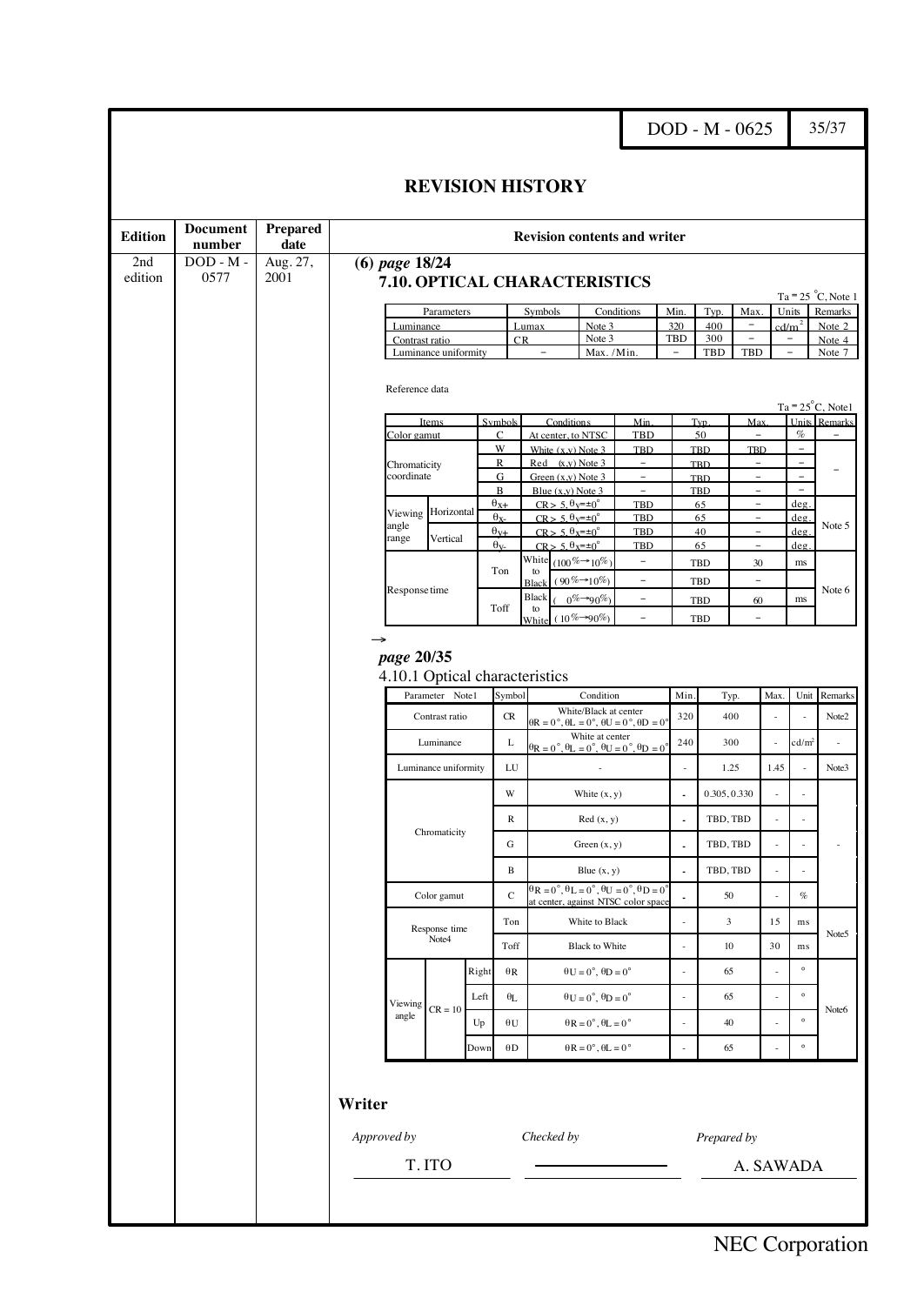# REVISION HISTORY

| Edition | Document number | Prepared date | Revision contents and writer |
|---|---|---|---|
| 2nd edition | DOD - M - 0577 | Aug. 27, 2001 | (6) *page* 18/24 |

### 7.10. OPTICAL CHARACTERISTICS

Ta = 25 °C, Note 1

| Parameters | Symbols | Conditions | Min. | Typ. | Max. | Units | Remarks |
|---|---|---|---|---|---|---|---|
| Luminance | Lumax | Note 3 | 320 | 400 | − | cd/m² | Note 2 |
| Contrast ratio | CR | Note 3 | TBD | 300 | − | − | Note 4 |
| Luminance uniformity | − | Max. /Min. | − | TBD | TBD | − | Note 7 |

Reference data

Ta = 25°C, Note1

| Items | | Symbols | Conditions | | Min. | Typ. | Max. | Units | Remarks |
|---|---|---|---|---|---|---|---|---|---|
| Color gamut | | C | At center, to NTSC | | TBD | 50 | − | % | − |
| Chromaticity coordinate | | W | White (x,y) Note 3 | | TBD | TBD | TBD | − | − |
| | | R | Red (x,y) Note 3 | | − | TBD | − | − | |
| | | G | Green (x,y) Note 3 | | − | TBD | − | − | |
| | | B | Blue (x,y) Note 3 | | − | TBD | − | − | |
| Viewing angle range | Horizontal | θx+ | CR > 5, θy=±0° | | TBD | 65 | − | deg. | Note 5 |
| | | θx- | CR > 5, θy=±0° | | TBD | 65 | − | deg. | |
| | Vertical | θy+ | CR > 5, θx=±0° | | TBD | 40 | − | deg. | |
| | | θy- | CR > 5, θx=±0° | | TBD | 65 | − | deg. | |
| Response time | | Ton | White to Black | (100%→10%) | − | TBD | 30 | ms | Note 6 |
| | | | | (90%→10%) | − | TBD | − | | |
| | | Toff | Black to White | (0%→90%) | − | TBD | 60 | ms | |
| | | | | (10%→90%) | − | TBD | − | | |

→

*page* **20/35**

4.10.1 Optical characteristics

| Parameter Note1 | | | Symbol | Condition | Min. | Typ. | Max. | Unit | Remarks |
|---|---|---|---|---|---|---|---|---|---|
| Contrast ratio | | | CR | White/Black at center θR = 0°, θL = 0°, θU = 0°, θD = 0° | 320 | 400 | - | - | Note2 |
| Luminance | | | L | White at center θR = 0°, θL = 0°, θU = 0°, θD = 0° | 240 | 300 | - | cd/m² | - |
| Luminance uniformity | | | LU | - | - | 1.25 | 1.45 | - | Note3 |
| Chromaticity | | | W | White (x, y) | - | 0.305, 0.330 | - | - | - |
| | | | R | Red (x, y) | - | TBD, TBD | - | - | |
| | | | G | Green (x, y) | - | TBD, TBD | - | - | |
| | | | B | Blue (x, y) | - | TBD, TBD | - | - | |
| Color gamut | | | C | θR = 0°, θL = 0°, θU = 0°, θD = 0° at center, against NTSC color space | - | 50 | - | % | |
| Response time Note4 | | | Ton | White to Black | - | 3 | 15 | ms | Note5 |
| | | | Toff | Black to White | - | 10 | 30 | ms | |
| Viewing angle | CR = 10 | Right | θR | θU = 0°, θD = 0° | - | 65 | - | ° | Note6 |
| | | Left | θL | θU = 0°, θD = 0° | - | 65 | - | ° | |
| | | Up | θU | θR = 0°, θL = 0° | - | 40 | - | ° | |
| | | Down | θD | θR = 0°, θL = 0° | - | 65 | - | ° | |

**Writer**

| *Approved by* | *Checked by* | *Prepared by* |
|---|---|---|
| T. ITO | | A. SAWADA |

NEC Corporation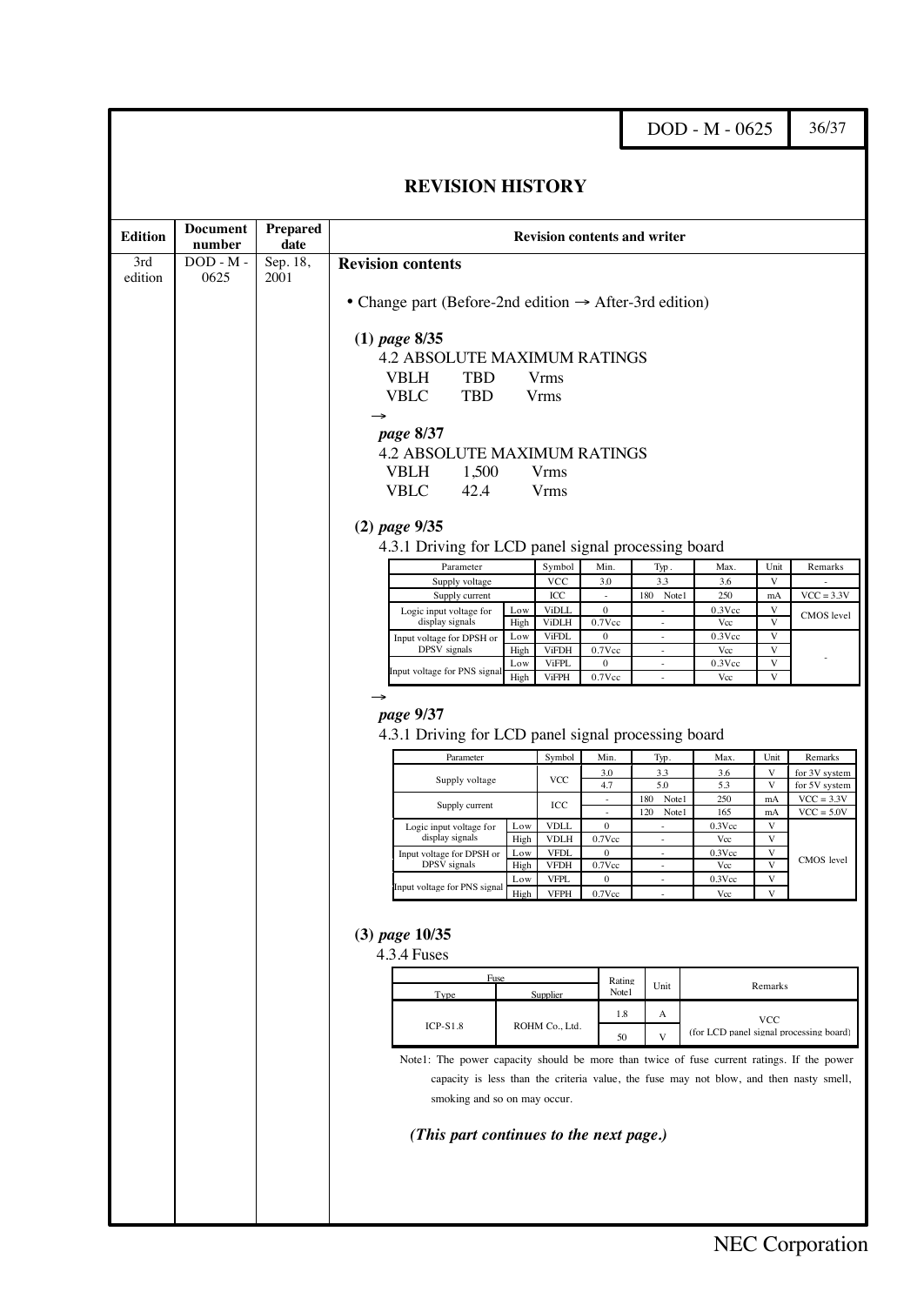# REVISION HISTORY

| Edition | Document number | Prepared date | Revision contents and writer |
|---|---|---|---|
| 3rd edition | DOD - M - 0625 | Sep. 18, 2001 | **Revision contents** |

• Change part (Before-2nd edition → After-3rd edition)

**(1)** *page* **8/35**

4.2 ABSOLUTE MAXIMUM RATINGS

| | | |
|---|---|---|
| VBLH | TBD | Vrms |
| VBLC | TBD | Vrms |

→

*page* **8/37**

4.2 ABSOLUTE MAXIMUM RATINGS

| | | |
|---|---|---|
| VBLH | 1,500 | Vrms |
| VBLC | 42.4 | Vrms |

**(2)** *page* **9/35**

4.3.1 Driving for LCD panel signal processing board

| Parameter | | Symbol | Min. | Typ. | Max. | Unit | Remarks |
|---|---|---|---|---|---|---|---|
| Supply voltage | | VCC | 3.0 | 3.3 | 3.6 | V | - |
| Supply current | | ICC | - | 180 Note1 | 250 | mA | VCC = 3.3V |
| Logic input voltage for display signals | Low | ViDLL | 0 | - | 0.3Vcc | V | CMOS level |
| | High | ViDLH | 0.7Vcc | - | Vcc | V | |
| Input voltage for DPSH or DPSV signals | Low | ViFDL | 0 | - | 0.3Vcc | V | - |
| | High | ViFDH | 0.7Vcc | - | Vcc | V | |
| Input voltage for PNS signal | Low | ViFPL | 0 | - | 0.3Vcc | V | |
| | High | ViFPH | 0.7Vcc | - | Vcc | V | |

→

*page* **9/37**

4.3.1 Driving for LCD panel signal processing board

| Parameter | | Symbol | Min. | Typ. | Max. | Unit | Remarks |
|---|---|---|---|---|---|---|---|
| Supply voltage | | VCC | 3.0 | 3.3 | 3.6 | V | for 3V system |
| | | | 4.7 | 5.0 | 5.3 | V | for 5V system |
| Supply current | | ICC | - | 180 Note1 | 250 | mA | VCC = 3.3V |
| | | | - | 120 Note1 | 165 | mA | VCC = 5.0V |
| Logic input voltage for display signals | Low | VDLL | 0 | - | 0.3Vcc | V | CMOS level |
| | High | VDLH | 0.7Vcc | - | Vcc | V | |
| Input voltage for DPSH or DPSV signals | Low | VFDL | 0 | - | 0.3Vcc | V | |
| | High | VFDH | 0.7Vcc | - | Vcc | V | |
| Input voltage for PNS signal | Low | VFPL | 0 | - | 0.3Vcc | V | |
| | High | VFPH | 0.7Vcc | - | Vcc | V | |

**(3)** *page* **10/35**

4.3.4 Fuses

| Fuse | | Rating Note1 | Unit | Remarks |
|---|---|---|---|---|
| Type | Supplier | | | |
| ICP-S1.8 | ROHM Co., Ltd. | 1.8 | A | VCC (for LCD panel signal processing board) |
| | | 50 | V | |

Note1: The power capacity should be more than twice of fuse current ratings. If the power capacity is less than the criteria value, the fuse may not blow, and then nasty smell, smoking and so on may occur.

***(This part continues to the next page.)***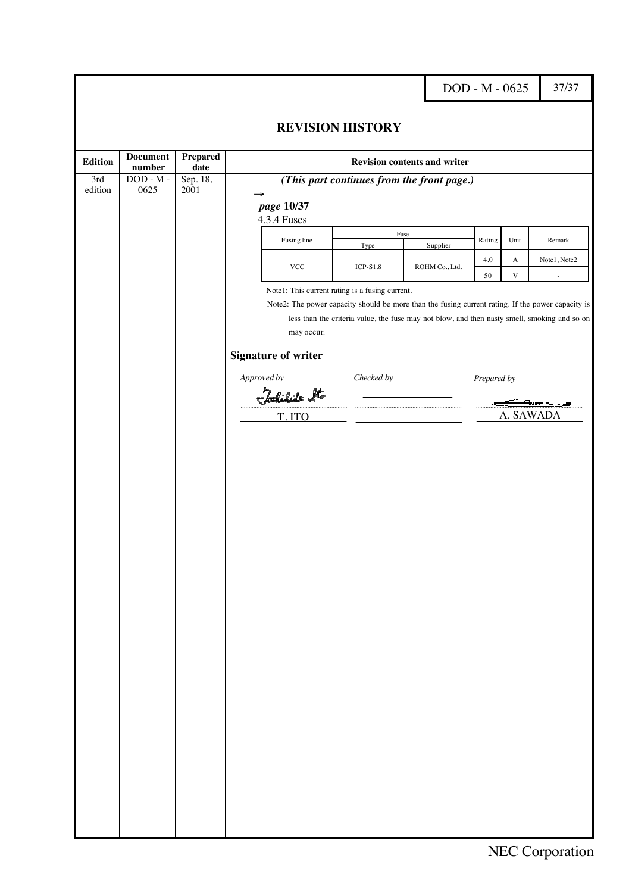## REVISION HISTORY

| Edition | Document number | Prepared date | Revision contents and writer |
|---|---|---|---|
| 3rd edition | DOD - M - 0625 | Sep. 18, 2001 | *(This part continues from the front page.)* |

→

*page* **10/37**

4.3.4 Fuses

| Fusing line | Fuse | | Rating | Unit | Remark |
|---|---|---|---|---|---|
| | Type | Supplier | | | |
| VCC | ICP-S1.8 | ROHM Co., Ltd. | 4.0 | A | Note1, Note2 |
| | | | 50 | V | - |

Note1: This current rating is a fusing current.

Note2: The power capacity should be more than the fusing current rating. If the power capacity is less than the criteria value, the fuse may not blow, and then nasty smell, smoking and so on may occur.

**Signature of writer**

| *Approved by* | *Checked by* | *Prepared by* |
|---|---|---|
| T. ITO | | A. SAWADA |

NEC Corporation